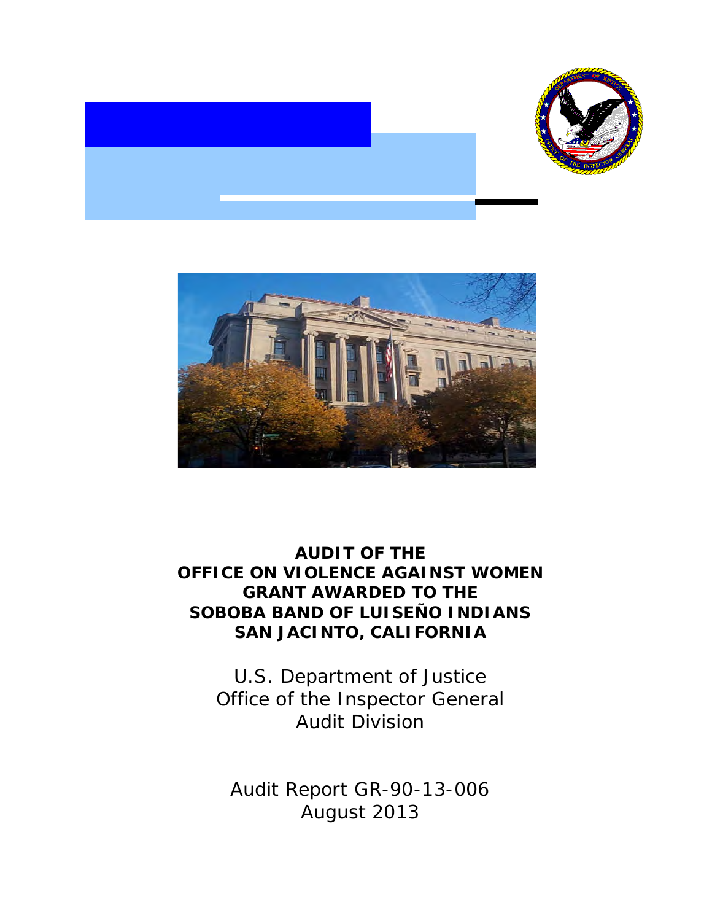# AUDIT OF THE OFFICE ON VIOLENCE AGAINST WOMEN GRANT AWARDED TO THE SOBOBA BAND OF LUISEÑO INDIANS SAN JACINTO, CALIFORNIA

U.S. Department of Justice
Office of the Inspector General
Audit Division

Audit Report GR-90-13-006
August 2013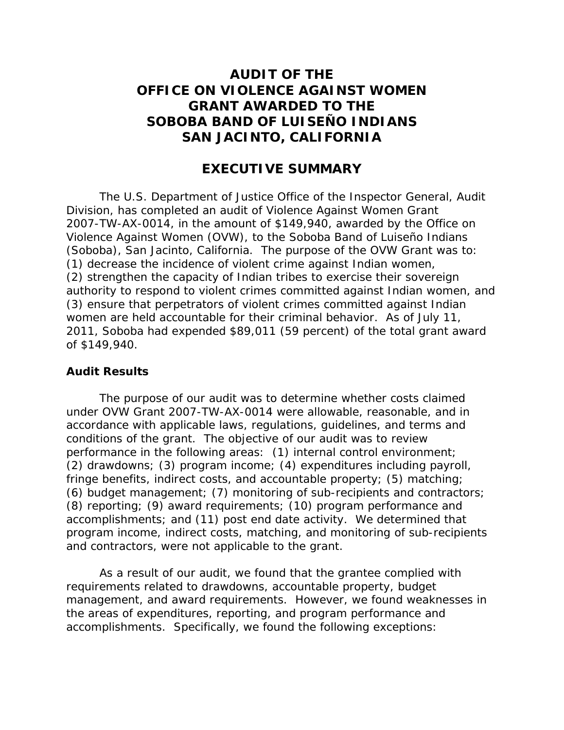# AUDIT OF THE OFFICE ON VIOLENCE AGAINST WOMEN GRANT AWARDED TO THE SOBOBA BAND OF LUISEÑO INDIANS SAN JACINTO, CALIFORNIA

## EXECUTIVE SUMMARY

The U.S. Department of Justice Office of the Inspector General, Audit Division, has completed an audit of Violence Against Women Grant 2007-TW-AX-0014, in the amount of $149,940, awarded by the Office on Violence Against Women (OVW), to the Soboba Band of Luiseño Indians (Soboba), San Jacinto, California. The purpose of the OVW Grant was to: (1) decrease the incidence of violent crime against Indian women, (2) strengthen the capacity of Indian tribes to exercise their sovereign authority to respond to violent crimes committed against Indian women, and (3) ensure that perpetrators of violent crimes committed against Indian women are held accountable for their criminal behavior. As of July 11, 2011, Soboba had expended $89,011 (59 percent) of the total grant award of $149,940.

### Audit Results

The purpose of our audit was to determine whether costs claimed under OVW Grant 2007-TW-AX-0014 were allowable, reasonable, and in accordance with applicable laws, regulations, guidelines, and terms and conditions of the grant. The objective of our audit was to review performance in the following areas: (1) internal control environment; (2) drawdowns; (3) program income; (4) expenditures including payroll, fringe benefits, indirect costs, and accountable property; (5) matching; (6) budget management; (7) monitoring of sub-recipients and contractors; (8) reporting; (9) award requirements; (10) program performance and accomplishments; and (11) post end date activity. We determined that program income, indirect costs, matching, and monitoring of sub-recipients and contractors, were not applicable to the grant.

As a result of our audit, we found that the grantee complied with requirements related to drawdowns, accountable property, budget management, and award requirements. However, we found weaknesses in the areas of expenditures, reporting, and program performance and accomplishments. Specifically, we found the following exceptions: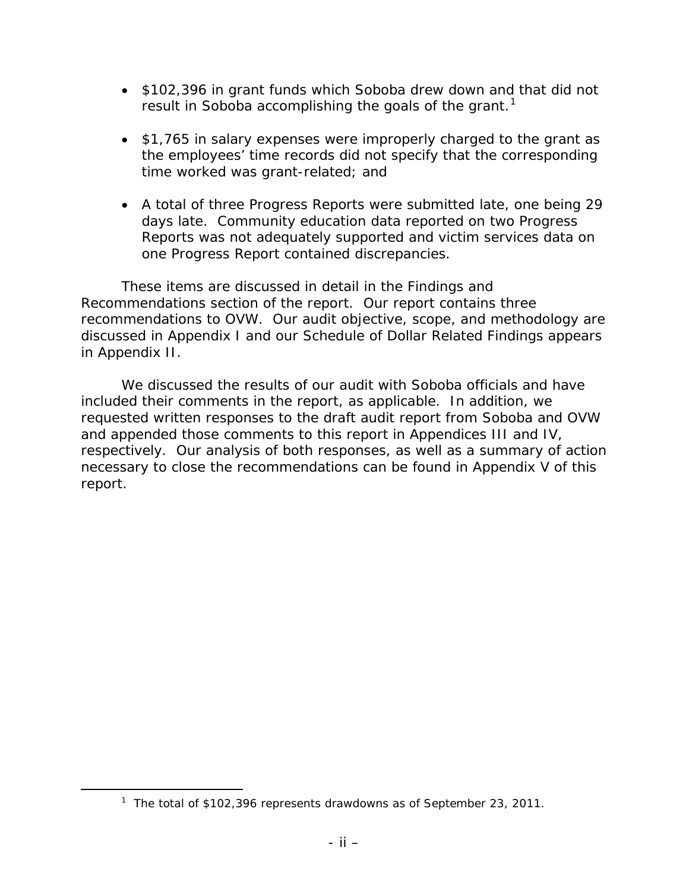- $102,396 in grant funds which Soboba drew down and that did not result in Soboba accomplishing the goals of the grant.[1]

- $1,765 in salary expenses were improperly charged to the grant as the employees' time records did not specify that the corresponding time worked was grant-related; and

- A total of three Progress Reports were submitted late, one being 29 days late. Community education data reported on two Progress Reports was not adequately supported and victim services data on one Progress Report contained discrepancies.

These items are discussed in detail in the Findings and Recommendations section of the report. Our report contains three recommendations to OVW. Our audit objective, scope, and methodology are discussed in Appendix I and our Schedule of Dollar Related Findings appears in Appendix II.

We discussed the results of our audit with Soboba officials and have included their comments in the report, as applicable. In addition, we requested written responses to the draft audit report from Soboba and OVW and appended those comments to this report in Appendices III and IV, respectively. Our analysis of both responses, as well as a summary of action necessary to close the recommendations can be found in Appendix V of this report.

[1] The total of $102,396 represents drawdowns as of September 23, 2011.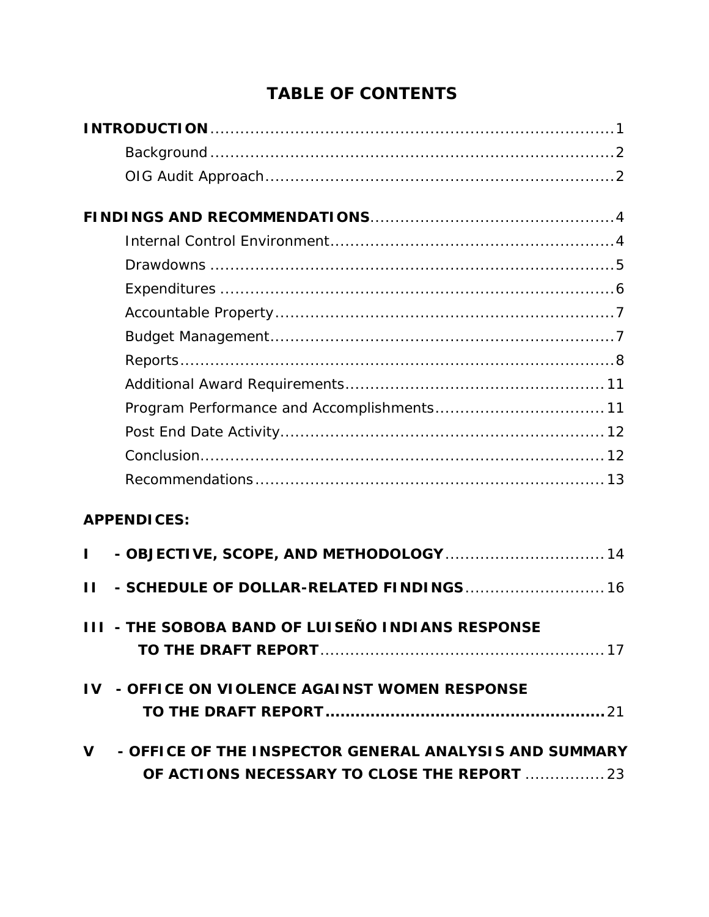# TABLE OF CONTENTS

**INTRODUCTION** .......... 1

- Background .......... 2
- OIG Audit Approach .......... 2

**FINDINGS AND RECOMMENDATIONS** .......... 4

- Internal Control Environment .......... 4
- Drawdowns .......... 5
- Expenditures .......... 6
- Accountable Property .......... 7
- Budget Management .......... 7
- Reports .......... 8
- Additional Award Requirements .......... 11
- Program Performance and Accomplishments .......... 11
- Post End Date Activity .......... 12
- Conclusion .......... 12
- Recommendations .......... 13

**APPENDICES:**

**I - OBJECTIVE, SCOPE, AND METHODOLOGY** .......... 14

**II - SCHEDULE OF DOLLAR-RELATED FINDINGS** .......... 16

**III - THE SOBOBA BAND OF LUISEÑO INDIANS RESPONSE TO THE DRAFT REPORT** .......... 17

**IV - OFFICE ON VIOLENCE AGAINST WOMEN RESPONSE TO THE DRAFT REPORT** .......... 21

**V - OFFICE OF THE INSPECTOR GENERAL ANALYSIS AND SUMMARY OF ACTIONS NECESSARY TO CLOSE THE REPORT** .......... 23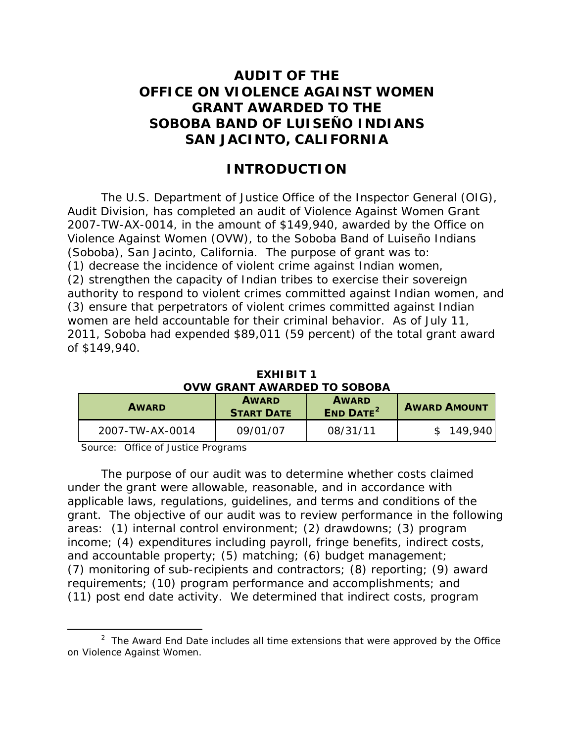# AUDIT OF THE OFFICE ON VIOLENCE AGAINST WOMEN GRANT AWARDED TO THE SOBOBA BAND OF LUISEÑO INDIANS SAN JACINTO, CALIFORNIA

## INTRODUCTION

The U.S. Department of Justice Office of the Inspector General (OIG), Audit Division, has completed an audit of Violence Against Women Grant 2007-TW-AX-0014, in the amount of $149,940, awarded by the Office on Violence Against Women (OVW), to the Soboba Band of Luiseño Indians (Soboba), San Jacinto, California. The purpose of grant was to: (1) decrease the incidence of violent crime against Indian women, (2) strengthen the capacity of Indian tribes to exercise their sovereign authority to respond to violent crimes committed against Indian women, and (3) ensure that perpetrators of violent crimes committed against Indian women are held accountable for their criminal behavior. As of July 11, 2011, Soboba had expended $89,011 (59 percent) of the total grant award of $149,940.

**EXHIBIT 1**
**OVW GRANT AWARDED TO SOBOBA**

| AWARD | AWARD START DATE | AWARD END DATE[2] | AWARD AMOUNT |
|---|---|---|---|
| 2007-TW-AX-0014 | 09/01/07 | 08/31/11 | $ 149,940 |

Source: Office of Justice Programs

The purpose of our audit was to determine whether costs claimed under the grant were allowable, reasonable, and in accordance with applicable laws, regulations, guidelines, and terms and conditions of the grant. The objective of our audit was to review performance in the following areas: (1) internal control environment; (2) drawdowns; (3) program income; (4) expenditures including payroll, fringe benefits, indirect costs, and accountable property; (5) matching; (6) budget management; (7) monitoring of sub-recipients and contractors; (8) reporting; (9) award requirements; (10) program performance and accomplishments; and (11) post end date activity. We determined that indirect costs, program

[2] The Award End Date includes all time extensions that were approved by the Office on Violence Against Women.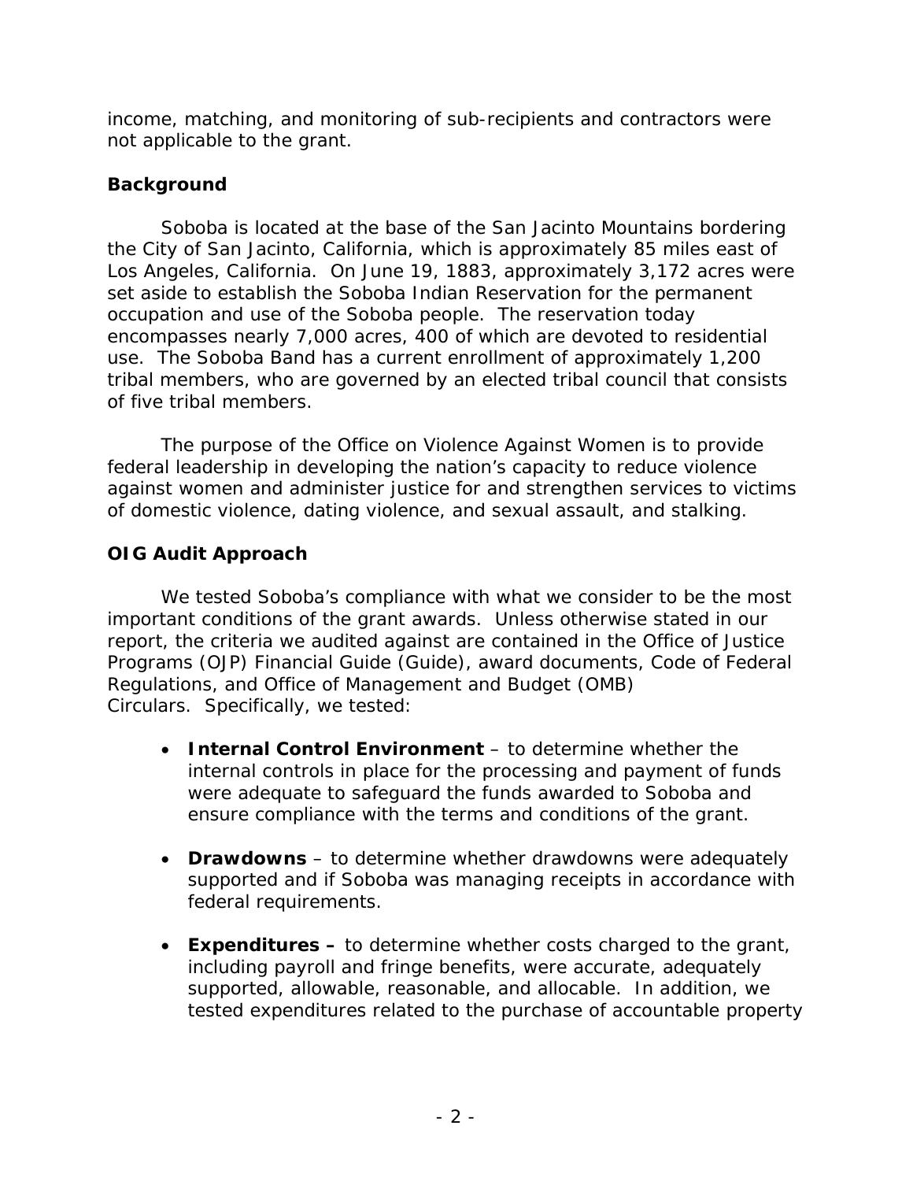income, matching, and monitoring of sub-recipients and contractors were not applicable to the grant.

## Background

Soboba is located at the base of the San Jacinto Mountains bordering the City of San Jacinto, California, which is approximately 85 miles east of Los Angeles, California. On June 19, 1883, approximately 3,172 acres were set aside to establish the Soboba Indian Reservation for the permanent occupation and use of the Soboba people. The reservation today encompasses nearly 7,000 acres, 400 of which are devoted to residential use. The Soboba Band has a current enrollment of approximately 1,200 tribal members, who are governed by an elected tribal council that consists of five tribal members.

The purpose of the Office on Violence Against Women is to provide federal leadership in developing the nation's capacity to reduce violence against women and administer justice for and strengthen services to victims of domestic violence, dating violence, and sexual assault, and stalking.

## OIG Audit Approach

We tested Soboba's compliance with what we consider to be the most important conditions of the grant awards. Unless otherwise stated in our report, the criteria we audited against are contained in the Office of Justice Programs (OJP) Financial Guide (Guide), award documents, Code of Federal Regulations, and Office of Management and Budget (OMB) Circulars. Specifically, we tested:

- **Internal Control Environment** – to determine whether the internal controls in place for the processing and payment of funds were adequate to safeguard the funds awarded to Soboba and ensure compliance with the terms and conditions of the grant.

- **Drawdowns** – to determine whether drawdowns were adequately supported and if Soboba was managing receipts in accordance with federal requirements.

- **Expenditures –** to determine whether costs charged to the grant, including payroll and fringe benefits, were accurate, adequately supported, allowable, reasonable, and allocable. In addition, we tested expenditures related to the purchase of accountable property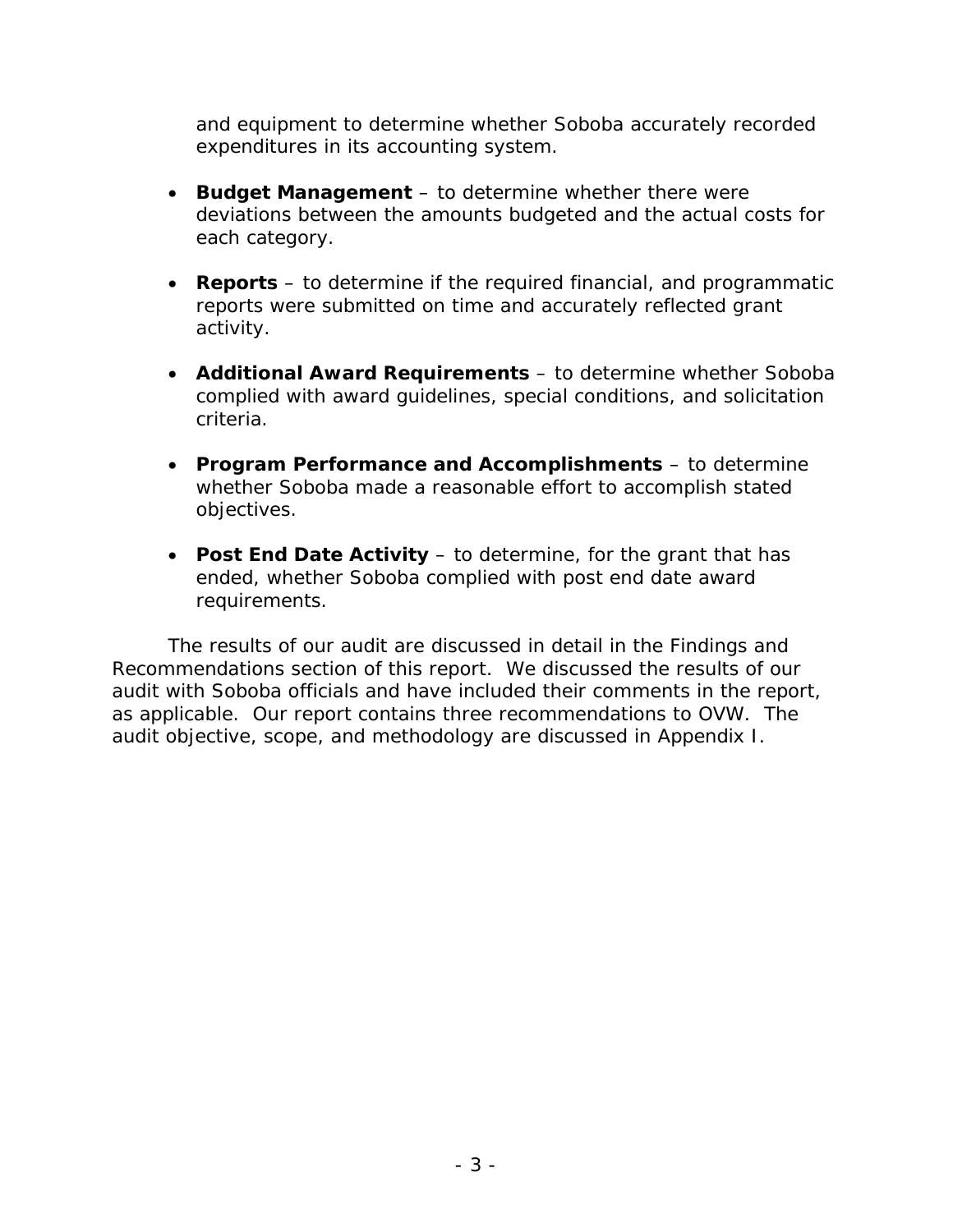and equipment to determine whether Soboba accurately recorded expenditures in its accounting system.

- **Budget Management** – to determine whether there were deviations between the amounts budgeted and the actual costs for each category.

- **Reports** – to determine if the required financial, and programmatic reports were submitted on time and accurately reflected grant activity.

- **Additional Award Requirements** – to determine whether Soboba complied with award guidelines, special conditions, and solicitation criteria.

- **Program Performance and Accomplishments** – to determine whether Soboba made a reasonable effort to accomplish stated objectives.

- **Post End Date Activity** – to determine, for the grant that has ended, whether Soboba complied with post end date award requirements.

The results of our audit are discussed in detail in the Findings and Recommendations section of this report. We discussed the results of our audit with Soboba officials and have included their comments in the report, as applicable. Our report contains three recommendations to OVW. The audit objective, scope, and methodology are discussed in Appendix I.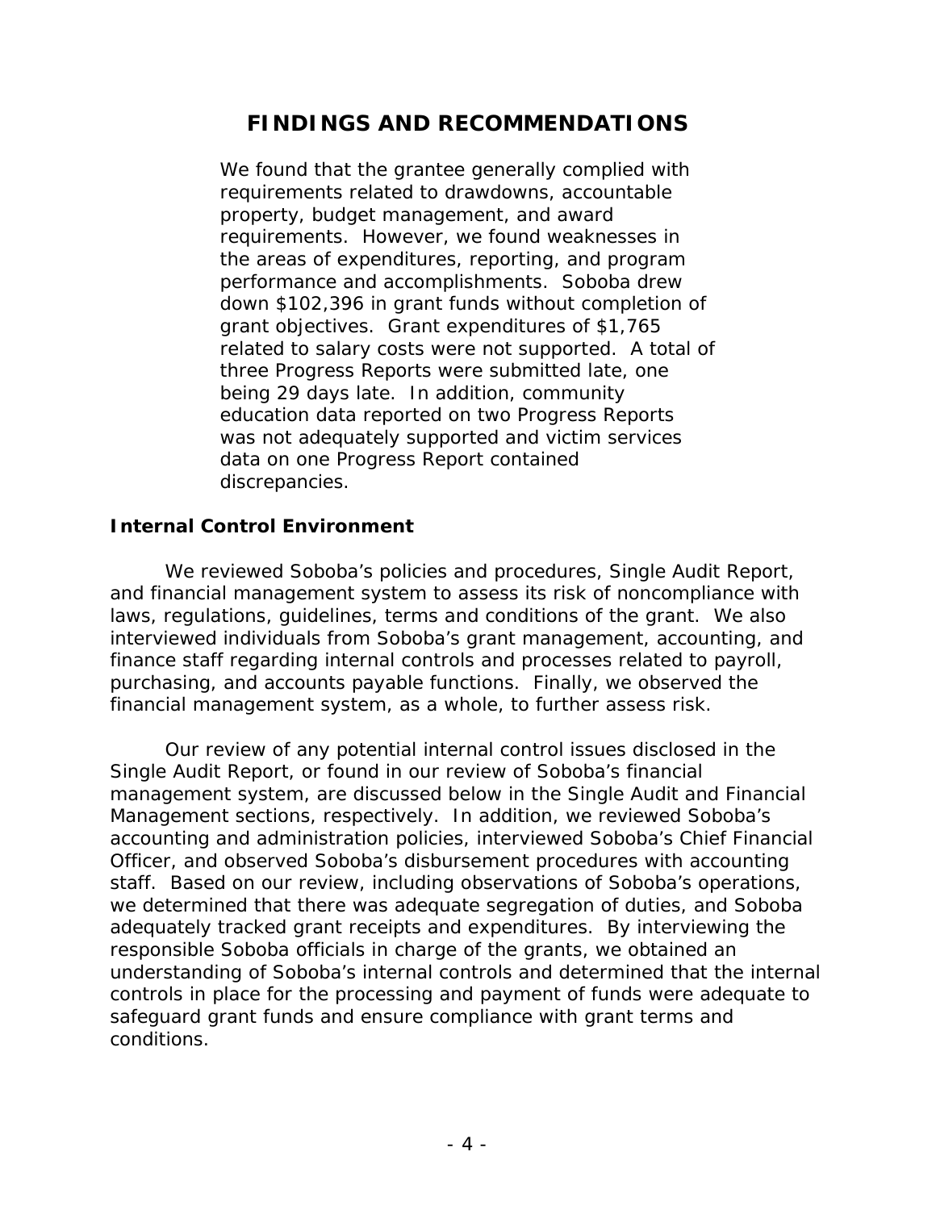# FINDINGS AND RECOMMENDATIONS

We found that the grantee generally complied with requirements related to drawdowns, accountable property, budget management, and award requirements. However, we found weaknesses in the areas of expenditures, reporting, and program performance and accomplishments. Soboba drew down $102,396 in grant funds without completion of grant objectives. Grant expenditures of $1,765 related to salary costs were not supported. A total of three Progress Reports were submitted late, one being 29 days late. In addition, community education data reported on two Progress Reports was not adequately supported and victim services data on one Progress Report contained discrepancies.

### Internal Control Environment

We reviewed Soboba's policies and procedures, Single Audit Report, and financial management system to assess its risk of noncompliance with laws, regulations, guidelines, terms and conditions of the grant. We also interviewed individuals from Soboba's grant management, accounting, and finance staff regarding internal controls and processes related to payroll, purchasing, and accounts payable functions. Finally, we observed the financial management system, as a whole, to further assess risk.

Our review of any potential internal control issues disclosed in the Single Audit Report, or found in our review of Soboba's financial management system, are discussed below in the Single Audit and Financial Management sections, respectively. In addition, we reviewed Soboba's accounting and administration policies, interviewed Soboba's Chief Financial Officer, and observed Soboba's disbursement procedures with accounting staff. Based on our review, including observations of Soboba's operations, we determined that there was adequate segregation of duties, and Soboba adequately tracked grant receipts and expenditures. By interviewing the responsible Soboba officials in charge of the grants, we obtained an understanding of Soboba's internal controls and determined that the internal controls in place for the processing and payment of funds were adequate to safeguard grant funds and ensure compliance with grant terms and conditions.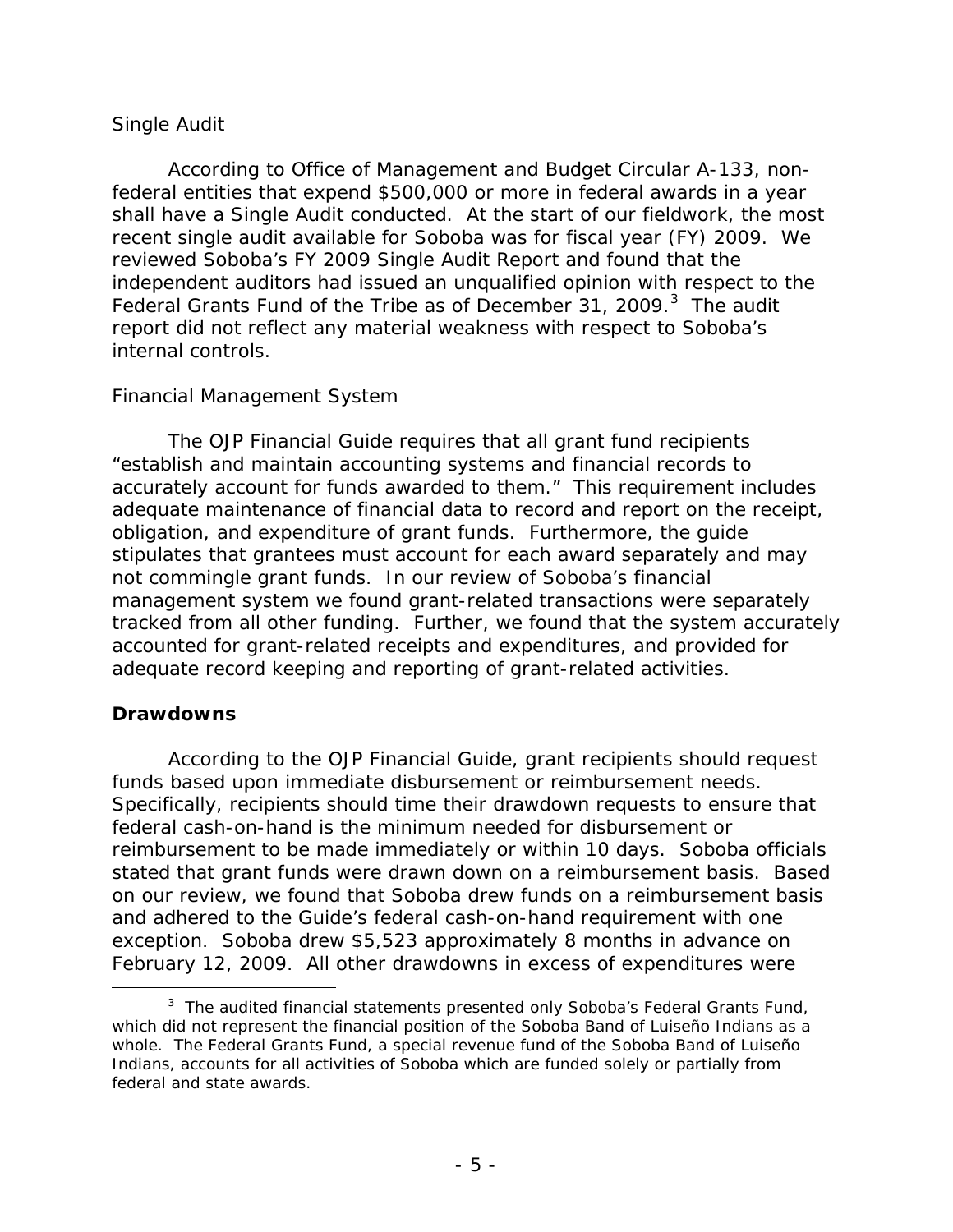*Single Audit*

According to Office of Management and Budget Circular A-133, non-federal entities that expend $500,000 or more in federal awards in a year shall have a Single Audit conducted. At the start of our fieldwork, the most recent single audit available for Soboba was for fiscal year (FY) 2009. We reviewed Soboba's FY 2009 Single Audit Report and found that the independent auditors had issued an unqualified opinion with respect to the Federal Grants Fund of the Tribe as of December 31, 2009.[3] The audit report did not reflect any material weakness with respect to Soboba's internal controls.

*Financial Management System*

The OJP Financial Guide requires that all grant fund recipients "establish and maintain accounting systems and financial records to accurately account for funds awarded to them." This requirement includes adequate maintenance of financial data to record and report on the receipt, obligation, and expenditure of grant funds. Furthermore, the guide stipulates that grantees must account for each award separately and may not commingle grant funds. In our review of Soboba's financial management system we found grant-related transactions were separately tracked from all other funding. Further, we found that the system accurately accounted for grant-related receipts and expenditures, and provided for adequate record keeping and reporting of grant-related activities.

**Drawdowns**

According to the OJP Financial Guide, grant recipients should request funds based upon immediate disbursement or reimbursement needs. Specifically, recipients should time their drawdown requests to ensure that federal cash-on-hand is the minimum needed for disbursement or reimbursement to be made immediately or within 10 days. Soboba officials stated that grant funds were drawn down on a reimbursement basis. Based on our review, we found that Soboba drew funds on a reimbursement basis and adhered to the Guide's federal cash-on-hand requirement with one exception. Soboba drew $5,523 approximately 8 months in advance on February 12, 2009. All other drawdowns in excess of expenditures were

[3] The audited financial statements presented only Soboba's Federal Grants Fund, which did not represent the financial position of the Soboba Band of Luiseño Indians as a whole. The Federal Grants Fund, a special revenue fund of the Soboba Band of Luiseño Indians, accounts for all activities of Soboba which are funded solely or partially from federal and state awards.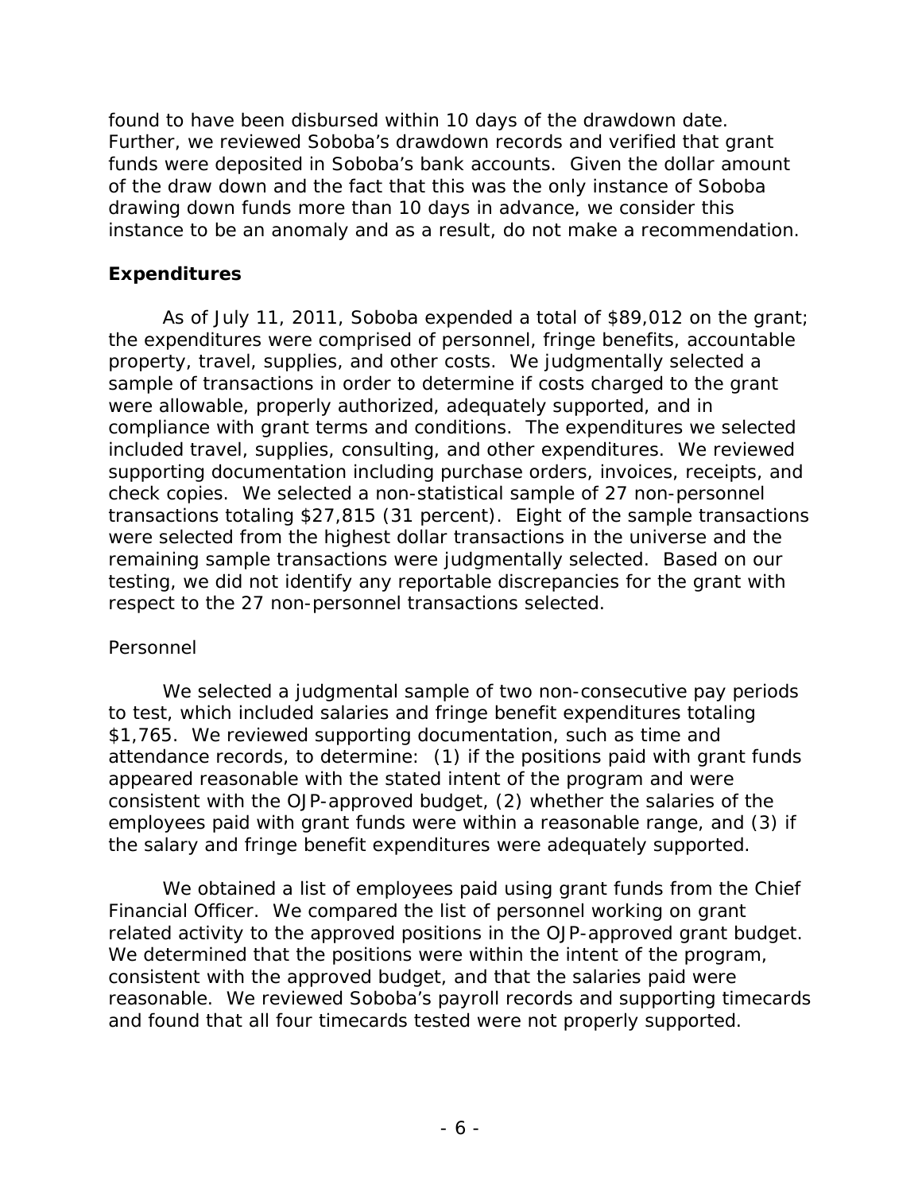found to have been disbursed within 10 days of the drawdown date. Further, we reviewed Soboba's drawdown records and verified that grant funds were deposited in Soboba's bank accounts. Given the dollar amount of the draw down and the fact that this was the only instance of Soboba drawing down funds more than 10 days in advance, we consider this instance to be an anomaly and as a result, do not make a recommendation.

## Expenditures

As of July 11, 2011, Soboba expended a total of $89,012 on the grant; the expenditures were comprised of personnel, fringe benefits, accountable property, travel, supplies, and other costs. We judgmentally selected a sample of transactions in order to determine if costs charged to the grant were allowable, properly authorized, adequately supported, and in compliance with grant terms and conditions. The expenditures we selected included travel, supplies, consulting, and other expenditures. We reviewed supporting documentation including purchase orders, invoices, receipts, and check copies. We selected a non-statistical sample of 27 non-personnel transactions totaling $27,815 (31 percent). Eight of the sample transactions were selected from the highest dollar transactions in the universe and the remaining sample transactions were judgmentally selected. Based on our testing, we did not identify any reportable discrepancies for the grant with respect to the 27 non-personnel transactions selected.

### Personnel

We selected a judgmental sample of two non-consecutive pay periods to test, which included salaries and fringe benefit expenditures totaling $1,765. We reviewed supporting documentation, such as time and attendance records, to determine: (1) if the positions paid with grant funds appeared reasonable with the stated intent of the program and were consistent with the OJP-approved budget, (2) whether the salaries of the employees paid with grant funds were within a reasonable range, and (3) if the salary and fringe benefit expenditures were adequately supported.

We obtained a list of employees paid using grant funds from the Chief Financial Officer. We compared the list of personnel working on grant related activity to the approved positions in the OJP-approved grant budget. We determined that the positions were within the intent of the program, consistent with the approved budget, and that the salaries paid were reasonable. We reviewed Soboba's payroll records and supporting timecards and found that all four timecards tested were not properly supported.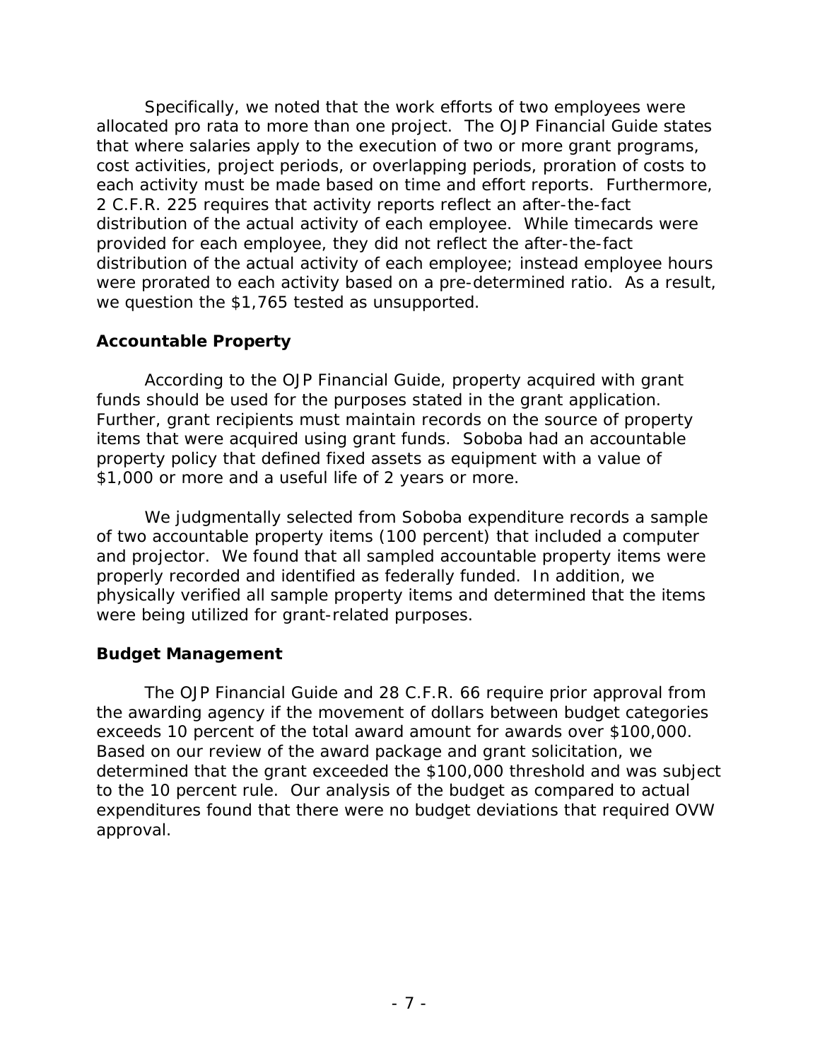Specifically, we noted that the work efforts of two employees were allocated pro rata to more than one project. The OJP Financial Guide states that where salaries apply to the execution of two or more grant programs, cost activities, project periods, or overlapping periods, proration of costs to each activity must be made based on time and effort reports. Furthermore, 2 C.F.R. 225 requires that activity reports reflect an after-the-fact distribution of the actual activity of each employee. While timecards were provided for each employee, they did not reflect the after-the-fact distribution of the actual activity of each employee; instead employee hours were prorated to each activity based on a pre-determined ratio. As a result, we question the $1,765 tested as unsupported.

### Accountable Property

According to the OJP Financial Guide, property acquired with grant funds should be used for the purposes stated in the grant application. Further, grant recipients must maintain records on the source of property items that were acquired using grant funds. Soboba had an accountable property policy that defined fixed assets as equipment with a value of $1,000 or more and a useful life of 2 years or more.

We judgmentally selected from Soboba expenditure records a sample of two accountable property items (100 percent) that included a computer and projector. We found that all sampled accountable property items were properly recorded and identified as federally funded. In addition, we physically verified all sample property items and determined that the items were being utilized for grant-related purposes.

### Budget Management

The OJP Financial Guide and 28 C.F.R. 66 require prior approval from the awarding agency if the movement of dollars between budget categories exceeds 10 percent of the total award amount for awards over $100,000. Based on our review of the award package and grant solicitation, we determined that the grant exceeded the $100,000 threshold and was subject to the 10 percent rule. Our analysis of the budget as compared to actual expenditures found that there were no budget deviations that required OVW approval.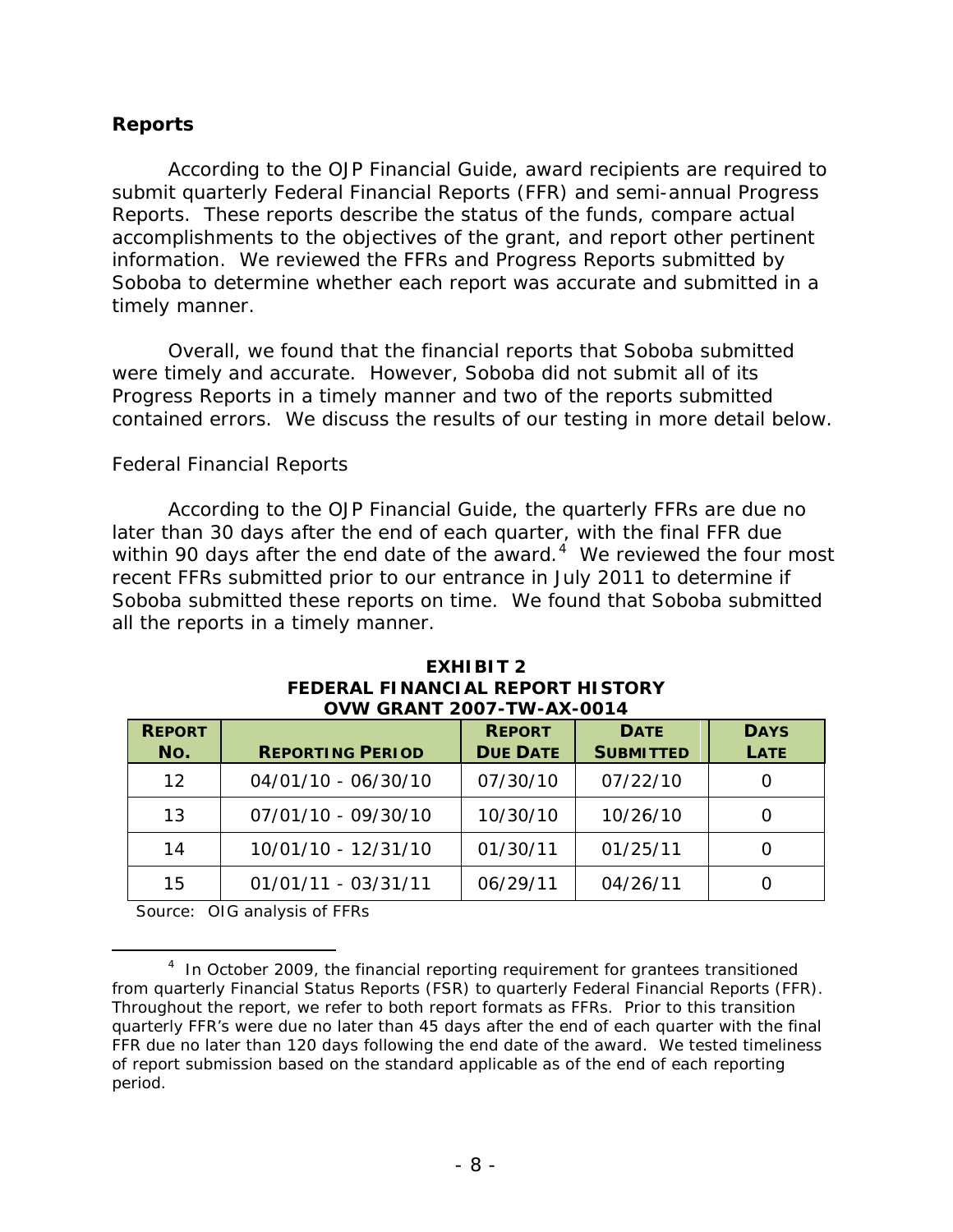### Reports

According to the OJP Financial Guide, award recipients are required to submit quarterly Federal Financial Reports (FFR) and semi-annual Progress Reports. These reports describe the status of the funds, compare actual accomplishments to the objectives of the grant, and report other pertinent information. We reviewed the FFRs and Progress Reports submitted by Soboba to determine whether each report was accurate and submitted in a timely manner.

Overall, we found that the financial reports that Soboba submitted were timely and accurate. However, Soboba did not submit all of its Progress Reports in a timely manner and two of the reports submitted contained errors. We discuss the results of our testing in more detail below.

#### Federal Financial Reports

According to the OJP Financial Guide, the quarterly FFRs are due no later than 30 days after the end of each quarter, with the final FFR due within 90 days after the end date of the award.[4] We reviewed the four most recent FFRs submitted prior to our entrance in July 2011 to determine if Soboba submitted these reports on time. We found that Soboba submitted all the reports in a timely manner.

**EXHIBIT 2**
**FEDERAL FINANCIAL REPORT HISTORY**
**OVW GRANT 2007-TW-AX-0014**

| REPORT NO. | REPORTING PERIOD | REPORT DUE DATE | DATE SUBMITTED | DAYS LATE |
|---|---|---|---|---|
| 12 | 04/01/10 - 06/30/10 | 07/30/10 | 07/22/10 | 0 |
| 13 | 07/01/10 - 09/30/10 | 10/30/10 | 10/26/10 | 0 |
| 14 | 10/01/10 - 12/31/10 | 01/30/11 | 01/25/11 | 0 |
| 15 | 01/01/11 - 03/31/11 | 06/29/11 | 04/26/11 | 0 |

Source: OIG analysis of FFRs

[4] In October 2009, the financial reporting requirement for grantees transitioned from quarterly Financial Status Reports (FSR) to quarterly Federal Financial Reports (FFR). Throughout the report, we refer to both report formats as FFRs. Prior to this transition quarterly FFR's were due no later than 45 days after the end of each quarter with the final FFR due no later than 120 days following the end date of the award. We tested timeliness of report submission based on the standard applicable as of the end of each reporting period.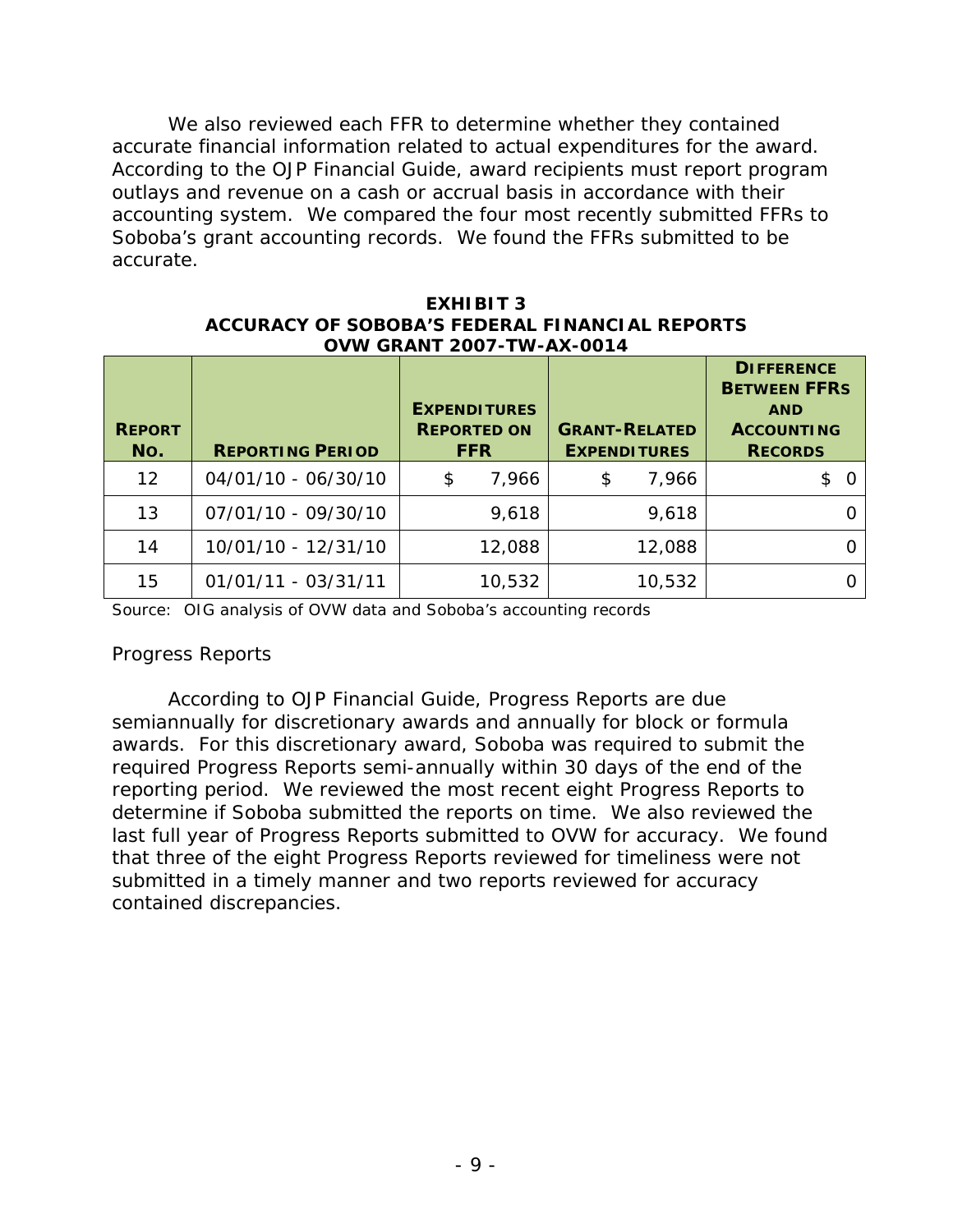We also reviewed each FFR to determine whether they contained accurate financial information related to actual expenditures for the award. According to the OJP Financial Guide, award recipients must report program outlays and revenue on a cash or accrual basis in accordance with their accounting system. We compared the four most recently submitted FFRs to Soboba's grant accounting records. We found the FFRs submitted to be accurate.

**EXHIBIT 3**
**ACCURACY OF SOBOBA'S FEDERAL FINANCIAL REPORTS**
**OVW GRANT 2007-TW-AX-0014**

| REPORT NO. | REPORTING PERIOD | EXPENDITURES REPORTED ON FFR | GRANT-RELATED EXPENDITURES | DIFFERENCE BETWEEN FFRS AND ACCOUNTING RECORDS |
|---|---|---|---|---|
| 12 | 04/01/10 - 06/30/10 | $ 7,966 | $ 7,966 | $ 0 |
| 13 | 07/01/10 - 09/30/10 | 9,618 | 9,618 | 0 |
| 14 | 10/01/10 - 12/31/10 | 12,088 | 12,088 | 0 |
| 15 | 01/01/11 - 03/31/11 | 10,532 | 10,532 | 0 |

Source: OIG analysis of OVW data and Soboba's accounting records

Progress Reports

According to OJP Financial Guide, Progress Reports are due semiannually for discretionary awards and annually for block or formula awards. For this discretionary award, Soboba was required to submit the required Progress Reports semi-annually within 30 days of the end of the reporting period. We reviewed the most recent eight Progress Reports to determine if Soboba submitted the reports on time. We also reviewed the last full year of Progress Reports submitted to OVW for accuracy. We found that three of the eight Progress Reports reviewed for timeliness were not submitted in a timely manner and two reports reviewed for accuracy contained discrepancies.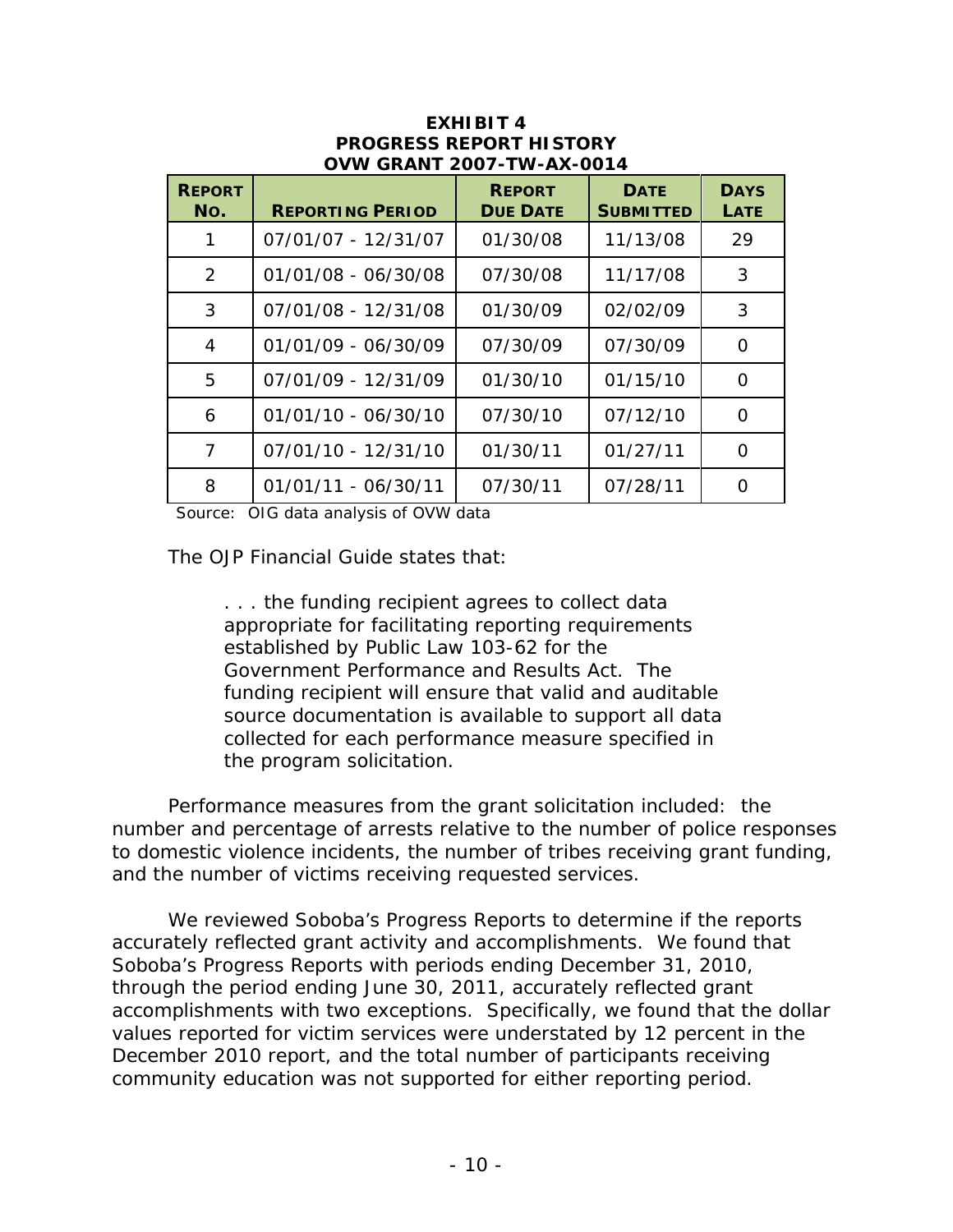**EXHIBIT 4**
**PROGRESS REPORT HISTORY**
**OVW GRANT 2007-TW-AX-0014**

| REPORT NO. | REPORTING PERIOD | REPORT DUE DATE | DATE SUBMITTED | DAYS LATE |
|---|---|---|---|---|
| 1 | 07/01/07 - 12/31/07 | 01/30/08 | 11/13/08 | 29 |
| 2 | 01/01/08 - 06/30/08 | 07/30/08 | 11/17/08 | 3 |
| 3 | 07/01/08 - 12/31/08 | 01/30/09 | 02/02/09 | 3 |
| 4 | 01/01/09 - 06/30/09 | 07/30/09 | 07/30/09 | 0 |
| 5 | 07/01/09 - 12/31/09 | 01/30/10 | 01/15/10 | 0 |
| 6 | 01/01/10 - 06/30/10 | 07/30/10 | 07/12/10 | 0 |
| 7 | 07/01/10 - 12/31/10 | 01/30/11 | 01/27/11 | 0 |
| 8 | 01/01/11 - 06/30/11 | 07/30/11 | 07/28/11 | 0 |

Source: OIG data analysis of OVW data

The OJP Financial Guide states that:

> . . . the funding recipient agrees to collect data appropriate for facilitating reporting requirements established by Public Law 103-62 for the Government Performance and Results Act. The funding recipient will ensure that valid and auditable source documentation is available to support all data collected for each performance measure specified in the program solicitation.

Performance measures from the grant solicitation included: the number and percentage of arrests relative to the number of police responses to domestic violence incidents, the number of tribes receiving grant funding, and the number of victims receiving requested services.

We reviewed Soboba's Progress Reports to determine if the reports accurately reflected grant activity and accomplishments. We found that Soboba's Progress Reports with periods ending December 31, 2010, through the period ending June 30, 2011, accurately reflected grant accomplishments with two exceptions. Specifically, we found that the dollar values reported for victim services were understated by 12 percent in the December 2010 report, and the total number of participants receiving community education was not supported for either reporting period.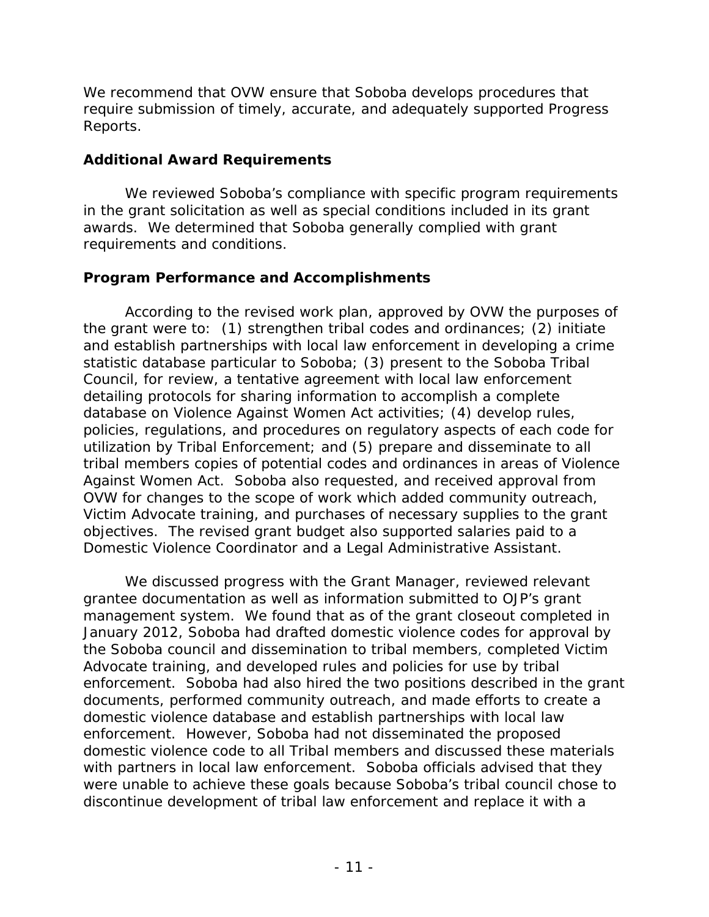We recommend that OVW ensure that Soboba develops procedures that require submission of timely, accurate, and adequately supported Progress Reports.

### Additional Award Requirements

We reviewed Soboba's compliance with specific program requirements in the grant solicitation as well as special conditions included in its grant awards. We determined that Soboba generally complied with grant requirements and conditions.

### Program Performance and Accomplishments

According to the revised work plan, approved by OVW the purposes of the grant were to: (1) strengthen tribal codes and ordinances; (2) initiate and establish partnerships with local law enforcement in developing a crime statistic database particular to Soboba; (3) present to the Soboba Tribal Council, for review, a tentative agreement with local law enforcement detailing protocols for sharing information to accomplish a complete database on Violence Against Women Act activities; (4) develop rules, policies, regulations, and procedures on regulatory aspects of each code for utilization by Tribal Enforcement; and (5) prepare and disseminate to all tribal members copies of potential codes and ordinances in areas of Violence Against Women Act. Soboba also requested, and received approval from OVW for changes to the scope of work which added community outreach, Victim Advocate training, and purchases of necessary supplies to the grant objectives. The revised grant budget also supported salaries paid to a Domestic Violence Coordinator and a Legal Administrative Assistant.

We discussed progress with the Grant Manager, reviewed relevant grantee documentation as well as information submitted to OJP's grant management system. We found that as of the grant closeout completed in January 2012, Soboba had drafted domestic violence codes for approval by the Soboba council and dissemination to tribal members, completed Victim Advocate training, and developed rules and policies for use by tribal enforcement. Soboba had also hired the two positions described in the grant documents, performed community outreach, and made efforts to create a domestic violence database and establish partnerships with local law enforcement. However, Soboba had not disseminated the proposed domestic violence code to all Tribal members and discussed these materials with partners in local law enforcement. Soboba officials advised that they were unable to achieve these goals because Soboba's tribal council chose to discontinue development of tribal law enforcement and replace it with a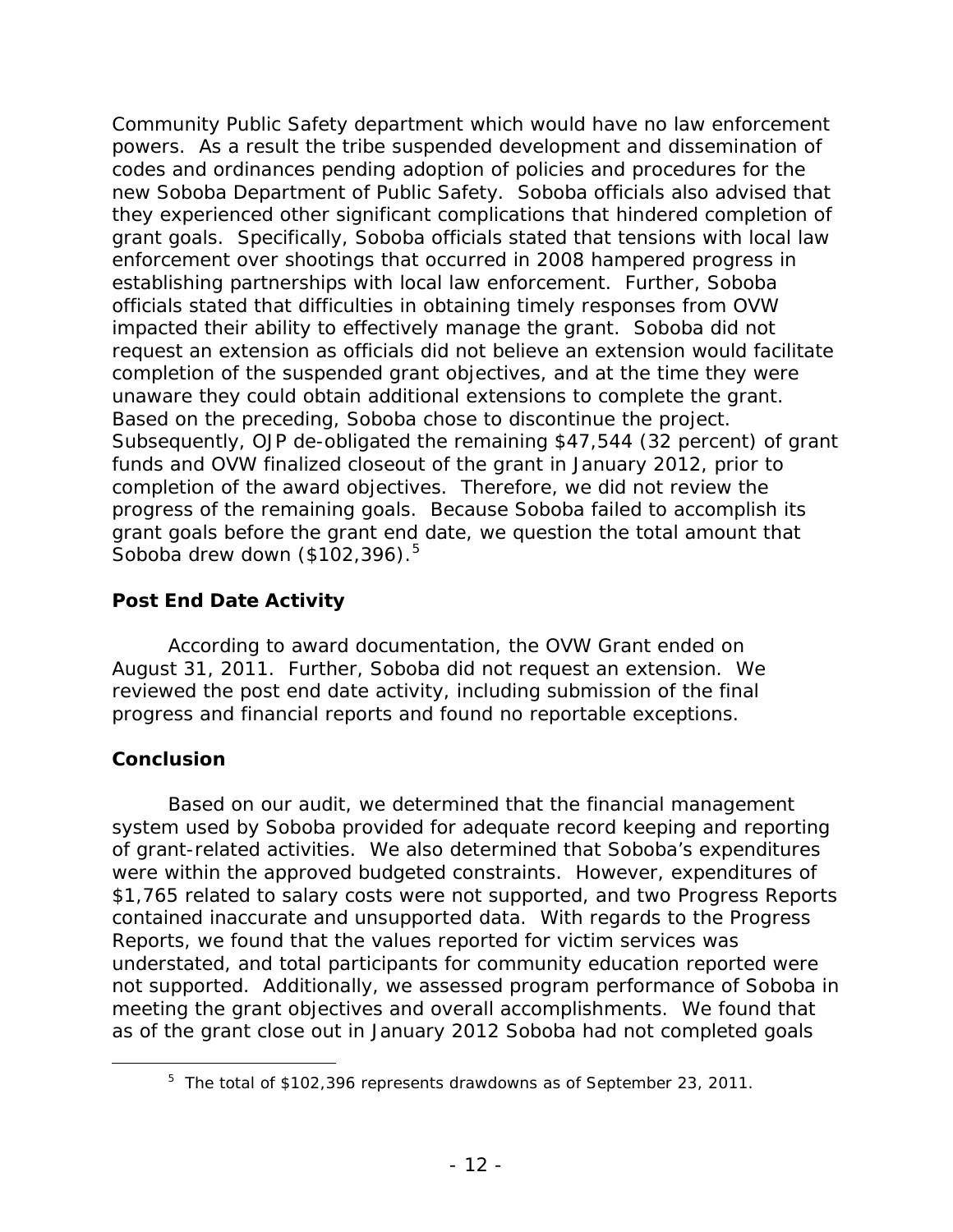Community Public Safety department which would have no law enforcement powers. As a result the tribe suspended development and dissemination of codes and ordinances pending adoption of policies and procedures for the new Soboba Department of Public Safety. Soboba officials also advised that they experienced other significant complications that hindered completion of grant goals. Specifically, Soboba officials stated that tensions with local law enforcement over shootings that occurred in 2008 hampered progress in establishing partnerships with local law enforcement. Further, Soboba officials stated that difficulties in obtaining timely responses from OVW impacted their ability to effectively manage the grant. Soboba did not request an extension as officials did not believe an extension would facilitate completion of the suspended grant objectives, and at the time they were unaware they could obtain additional extensions to complete the grant. Based on the preceding, Soboba chose to discontinue the project. Subsequently, OJP de-obligated the remaining $47,544 (32 percent) of grant funds and OVW finalized closeout of the grant in January 2012, prior to completion of the award objectives. Therefore, we did not review the progress of the remaining goals. Because Soboba failed to accomplish its grant goals before the grant end date, we question the total amount that Soboba drew down ($102,396).[5]

### Post End Date Activity

According to award documentation, the OVW Grant ended on August 31, 2011. Further, Soboba did not request an extension. We reviewed the post end date activity, including submission of the final progress and financial reports and found no reportable exceptions.

### Conclusion

Based on our audit, we determined that the financial management system used by Soboba provided for adequate record keeping and reporting of grant-related activities. We also determined that Soboba's expenditures were within the approved budgeted constraints. However, expenditures of $1,765 related to salary costs were not supported, and two Progress Reports contained inaccurate and unsupported data. With regards to the Progress Reports, we found that the values reported for victim services was understated, and total participants for community education reported were not supported. Additionally, we assessed program performance of Soboba in meeting the grant objectives and overall accomplishments. We found that as of the grant close out in January 2012 Soboba had not completed goals

[5] The total of $102,396 represents drawdowns as of September 23, 2011.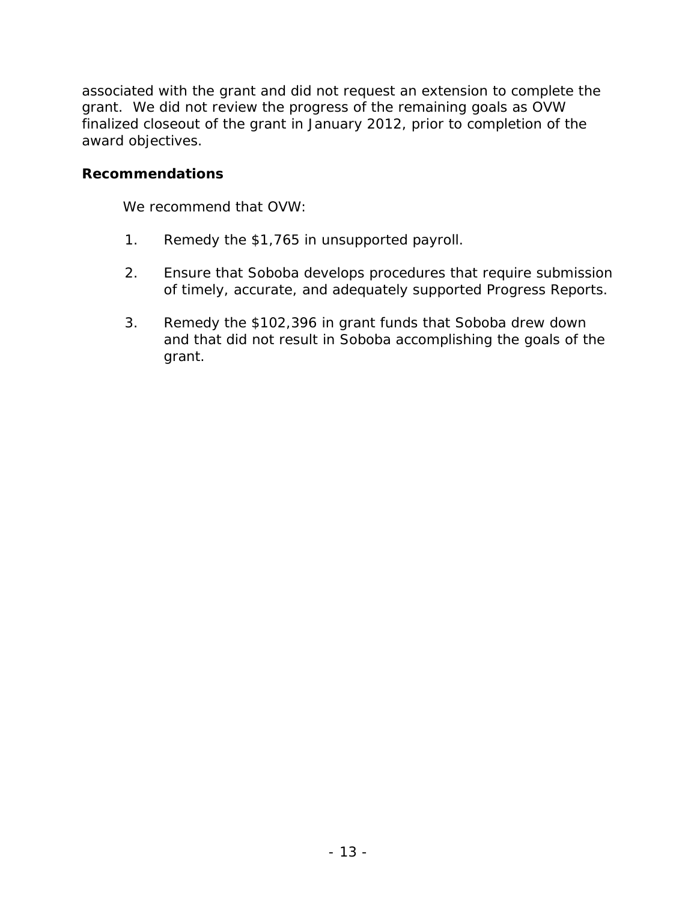associated with the grant and did not request an extension to complete the grant. We did not review the progress of the remaining goals as OVW finalized closeout of the grant in January 2012, prior to completion of the award objectives.

**Recommendations**

We recommend that OVW:

1. Remedy the $1,765 in unsupported payroll.

2. Ensure that Soboba develops procedures that require submission of timely, accurate, and adequately supported Progress Reports.

3. Remedy the $102,396 in grant funds that Soboba drew down and that did not result in Soboba accomplishing the goals of the grant.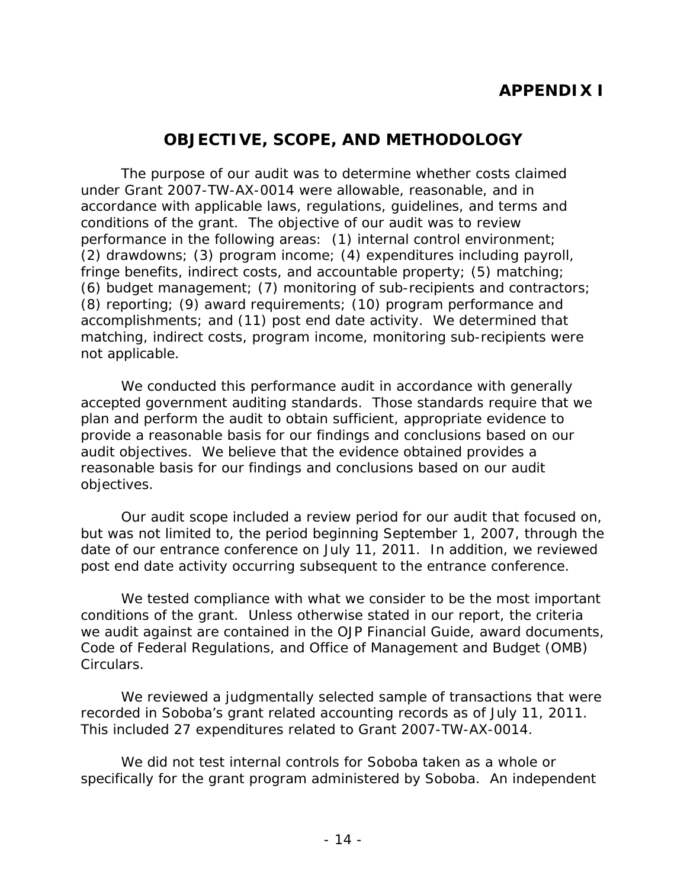# APPENDIX I

## OBJECTIVE, SCOPE, AND METHODOLOGY

The purpose of our audit was to determine whether costs claimed under Grant 2007-TW-AX-0014 were allowable, reasonable, and in accordance with applicable laws, regulations, guidelines, and terms and conditions of the grant. The objective of our audit was to review performance in the following areas: (1) internal control environment; (2) drawdowns; (3) program income; (4) expenditures including payroll, fringe benefits, indirect costs, and accountable property; (5) matching; (6) budget management; (7) monitoring of sub-recipients and contractors; (8) reporting; (9) award requirements; (10) program performance and accomplishments; and (11) post end date activity. We determined that matching, indirect costs, program income, monitoring sub-recipients were not applicable.

We conducted this performance audit in accordance with generally accepted government auditing standards. Those standards require that we plan and perform the audit to obtain sufficient, appropriate evidence to provide a reasonable basis for our findings and conclusions based on our audit objectives. We believe that the evidence obtained provides a reasonable basis for our findings and conclusions based on our audit objectives.

Our audit scope included a review period for our audit that focused on, but was not limited to, the period beginning September 1, 2007, through the date of our entrance conference on July 11, 2011. In addition, we reviewed post end date activity occurring subsequent to the entrance conference.

We tested compliance with what we consider to be the most important conditions of the grant. Unless otherwise stated in our report, the criteria we audit against are contained in the OJP Financial Guide, award documents, Code of Federal Regulations, and Office of Management and Budget (OMB) Circulars.

We reviewed a judgmentally selected sample of transactions that were recorded in Soboba's grant related accounting records as of July 11, 2011. This included 27 expenditures related to Grant 2007-TW-AX-0014.

We did not test internal controls for Soboba taken as a whole or specifically for the grant program administered by Soboba. An independent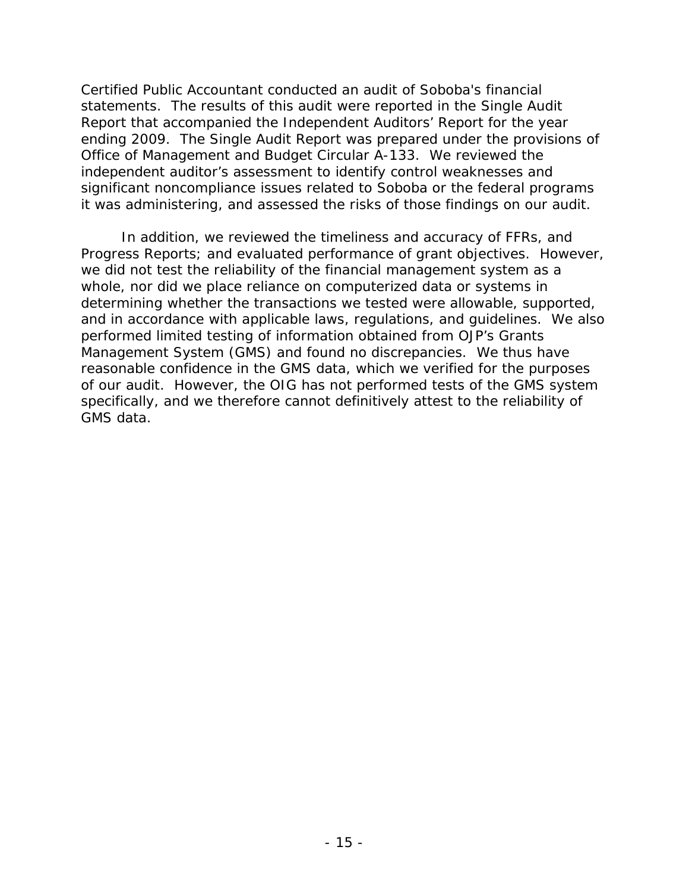Certified Public Accountant conducted an audit of Soboba's financial statements. The results of this audit were reported in the Single Audit Report that accompanied the Independent Auditors' Report for the year ending 2009. The Single Audit Report was prepared under the provisions of Office of Management and Budget Circular A-133. We reviewed the independent auditor's assessment to identify control weaknesses and significant noncompliance issues related to Soboba or the federal programs it was administering, and assessed the risks of those findings on our audit.

In addition, we reviewed the timeliness and accuracy of FFRs, and Progress Reports; and evaluated performance of grant objectives. However, we did not test the reliability of the financial management system as a whole, nor did we place reliance on computerized data or systems in determining whether the transactions we tested were allowable, supported, and in accordance with applicable laws, regulations, and guidelines. We also performed limited testing of information obtained from OJP's Grants Management System (GMS) and found no discrepancies. We thus have reasonable confidence in the GMS data, which we verified for the purposes of our audit. However, the OIG has not performed tests of the GMS system specifically, and we therefore cannot definitively attest to the reliability of GMS data.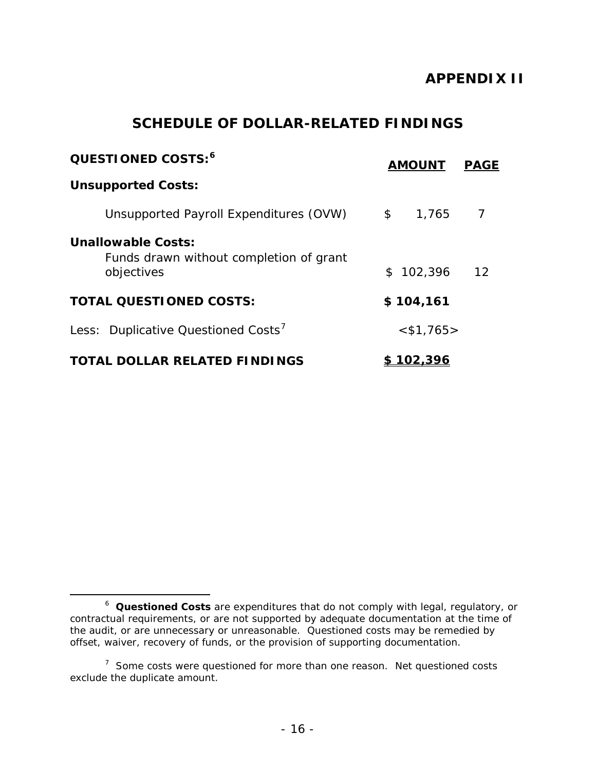# APPENDIX II

## SCHEDULE OF DOLLAR-RELATED FINDINGS

| QUESTIONED COSTS:[6] | AMOUNT | PAGE |
|---|---|---|
| **Unsupported Costs:** | | |
| Unsupported Payroll Expenditures (OVW) | $ 1,765 | 7 |
| **Unallowable Costs:** | | |
| Funds drawn without completion of grant objectives | $ 102,396 | 12 |
| **TOTAL QUESTIONED COSTS:** | **$ 104,161** | |
| Less: Duplicative Questioned Costs[7] | <$1,765> | |
| **TOTAL DOLLAR RELATED FINDINGS** | **$ 102,396** | |

[6] **Questioned Costs** are expenditures that do not comply with legal, regulatory, or contractual requirements, or are not supported by adequate documentation at the time of the audit, or are unnecessary or unreasonable. Questioned costs may be remedied by offset, waiver, recovery of funds, or the provision of supporting documentation.

[7] Some costs were questioned for more than one reason. Net questioned costs exclude the duplicate amount.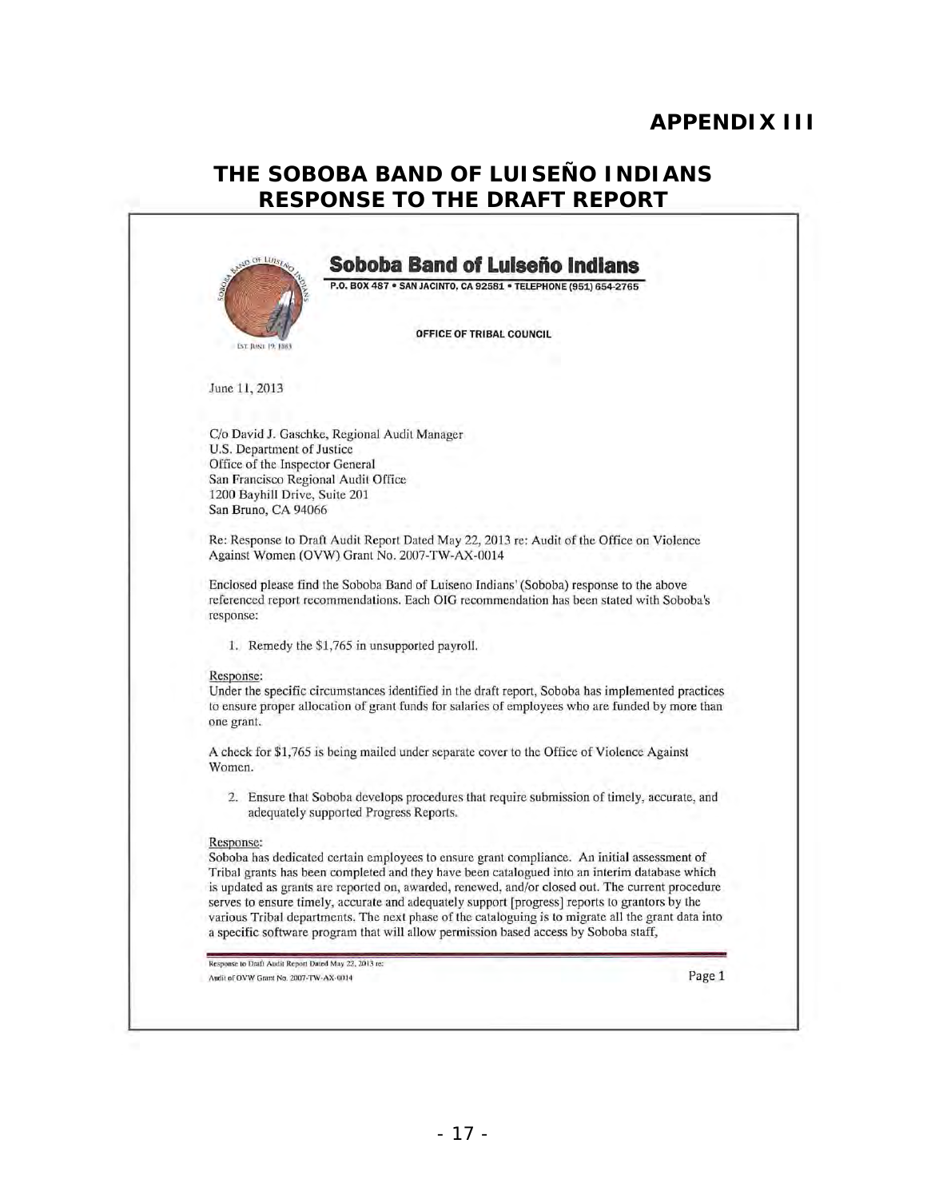# APPENDIX III

## THE SOBOBA BAND OF LUISEÑO INDIANS RESPONSE TO THE DRAFT REPORT

**Soboba Band of Luiseño Indians**

P.O. BOX 487 • SAN JACINTO, CA 92581 • TELEPHONE (951) 654-2765

OFFICE OF TRIBAL COUNCIL

June 11, 2013

C/o David J. Gaschke, Regional Audit Manager
U.S. Department of Justice
Office of the Inspector General
San Francisco Regional Audit Office
1200 Bayhill Drive, Suite 201
San Bruno, CA 94066

Re: Response to Draft Audit Report Dated May 22, 2013 re: Audit of the Office on Violence Against Women (OVW) Grant No. 2007-TW-AX-0014

Enclosed please find the Soboba Band of Luiseno Indians' (Soboba) response to the above referenced report recommendations. Each OIG recommendation has been stated with Soboba's response:

1. Remedy the $1,765 in unsupported payroll.

Response:
Under the specific circumstances identified in the draft report, Soboba has implemented practices to ensure proper allocation of grant funds for salaries of employees who are funded by more than one grant.

A check for $1,765 is being mailed under separate cover to the Office of Violence Against Women.

2. Ensure that Soboba develops procedures that require submission of timely, accurate, and adequately supported Progress Reports.

Response:
Soboba has dedicated certain employees to ensure grant compliance. An initial assessment of Tribal grants has been completed and they have been catalogued into an interim database which is updated as grants are reported on, awarded, renewed, and/or closed out. The current procedure serves to ensure timely, accurate and adequately support [progress] reports to grantors by the various Tribal departments. The next phase of the cataloguing is to migrate all the grant data into a specific software program that will allow permission based access by Soboba staff,

Response to Draft Audit Report Dated May 22, 2013 re:
Audit of OVW Grant No. 2007-TW-AX-0014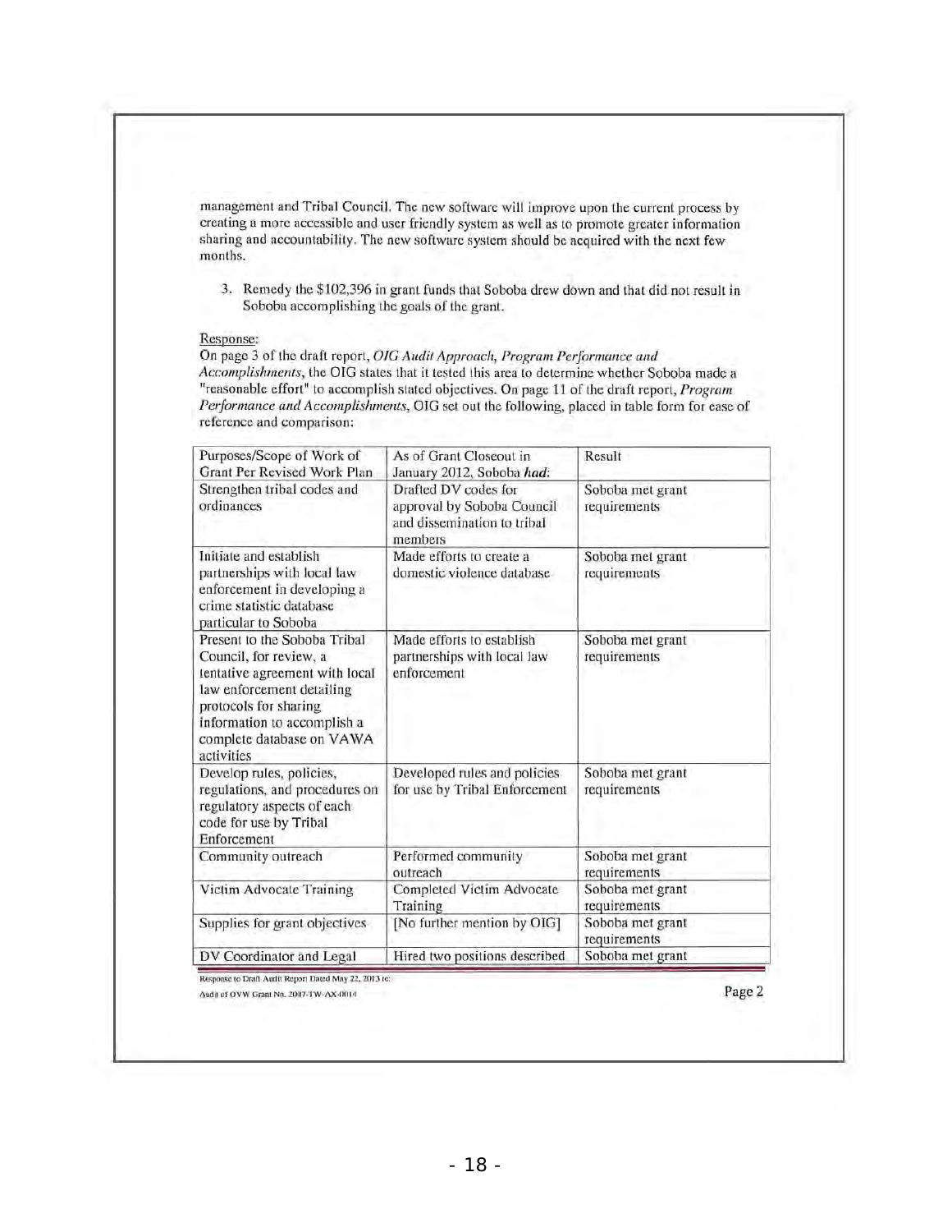management and Tribal Council. The new software will improve upon the current process by creating a more accessible and user friendly system as well as to promote greater information sharing and accountability. The new software system should be acquired with the next few months.

3. Remedy the $102,396 in grant funds that Soboba drew down and that did not result in Soboba accomplishing the goals of the grant.

Response:
On page 3 of the draft report, *OIG Audit Approach, Program Performance and Accomplishments*, the OIG states that it tested this area to determine whether Soboba made a "reasonable effort" to accomplish stated objectives. On page 11 of the draft report, *Program Performance and Accomplishments*, OIG set out the following, placed in table form for ease of reference and comparison:

| Purposes/Scope of Work of Grant Per Revised Work Plan | As of Grant Closeout in January 2012, Soboba ***had***: | Result |
|---|---|---|
| Strengthen tribal codes and ordinances | Drafted DV codes for approval by Soboba Council and dissemination to tribal members | Soboba met grant requirements |
| Initiate and establish partnerships with local law enforcement in developing a crime statistic database particular to Soboba | Made efforts to create a domestic violence database | Soboba met grant requirements |
| Present to the Soboba Tribal Council, for review, a tentative agreement with local law enforcement detailing protocols for sharing information to accomplish a complete database on VAWA activities | Made efforts to establish partnerships with local law enforcement | Soboba met grant requirements |
| Develop rules, policies, regulations, and procedures on regulatory aspects of each code for use by Tribal Enforcement | Developed rules and policies for use by Tribal Enforcement | Soboba met grant requirements |
| Community outreach | Performed community outreach | Soboba met grant requirements |
| Victim Advocate Training | Completed Victim Advocate Training | Soboba met grant requirements |
| Supplies for grant objectives | [No further mention by OIG] | Soboba met grant requirements |
| DV Coordinator and Legal | Hired two positions described | Soboba met grant |

Response to Draft Audit Report Dated May 22, 2013 re:
Audit of OVW Grant No. 2007-TW-AX-0014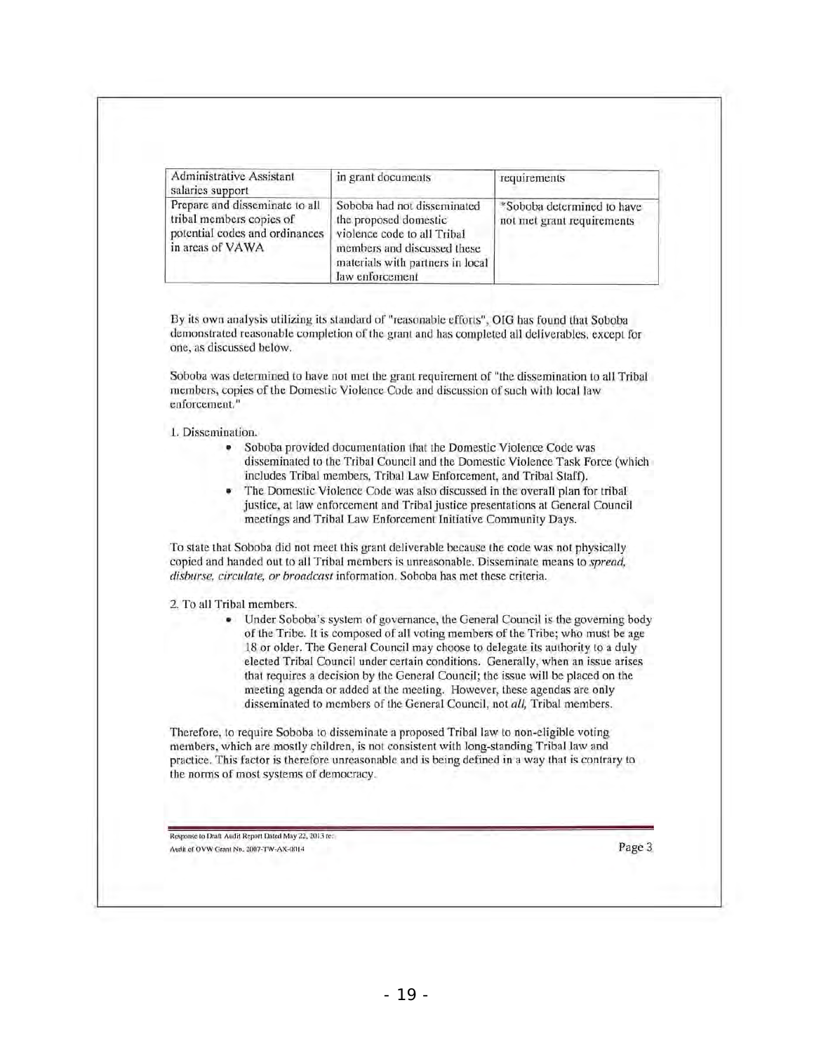| Administrative Assistant salaries support | in grant documents | requirements |
|---|---|---|
| Prepare and disseminate to all tribal members copies of potential codes and ordinances in areas of VAWA | Soboba had not disseminated the proposed domestic violence code to all Tribal members and discussed these materials with partners in local law enforcement | *Soboba determined to have not met grant requirements |

By its own analysis utilizing its standard of "reasonable efforts", OIG has found that Soboba demonstrated reasonable completion of the grant and has completed all deliverables, except for one, as discussed below.

Soboba was determined to have not met the grant requirement of "the dissemination to all Tribal members, copies of the Domestic Violence Code and discussion of such with local law enforcement."

1. Dissemination.

- Soboba provided documentation that the Domestic Violence Code was disseminated to the Tribal Council and the Domestic Violence Task Force (which includes Tribal members, Tribal Law Enforcement, and Tribal Staff).
- The Domestic Violence Code was also discussed in the overall plan for tribal justice, at law enforcement and Tribal justice presentations at General Council meetings and Tribal Law Enforcement Initiative Community Days.

To state that Soboba did not meet this grant deliverable because the code was not physically copied and handed out to all Tribal members is unreasonable. Disseminate means to *spread, disburse, circulate, or broadcast* information. Soboba has met these criteria.

2. To all Tribal members.

- Under Soboba's system of governance, the General Council is the governing body of the Tribe. It is composed of all voting members of the Tribe; who must be age 18 or older. The General Council may choose to delegate its authority to a duly elected Tribal Council under certain conditions. Generally, when an issue arises that requires a decision by the General Council; the issue will be placed on the meeting agenda or added at the meeting. However, these agendas are only disseminated to members of the General Council, not *all,* Tribal members.

Therefore, to require Soboba to disseminate a proposed Tribal law to non-eligible voting members, which are mostly children, is not consistent with long-standing Tribal law and practice. This factor is therefore unreasonable and is being defined in a way that is contrary to the norms of most systems of democracy.

Response to Draft Audit Report Dated May 22, 2013 re:
Audit of OVW Grant No. 2007-TW-AX-0014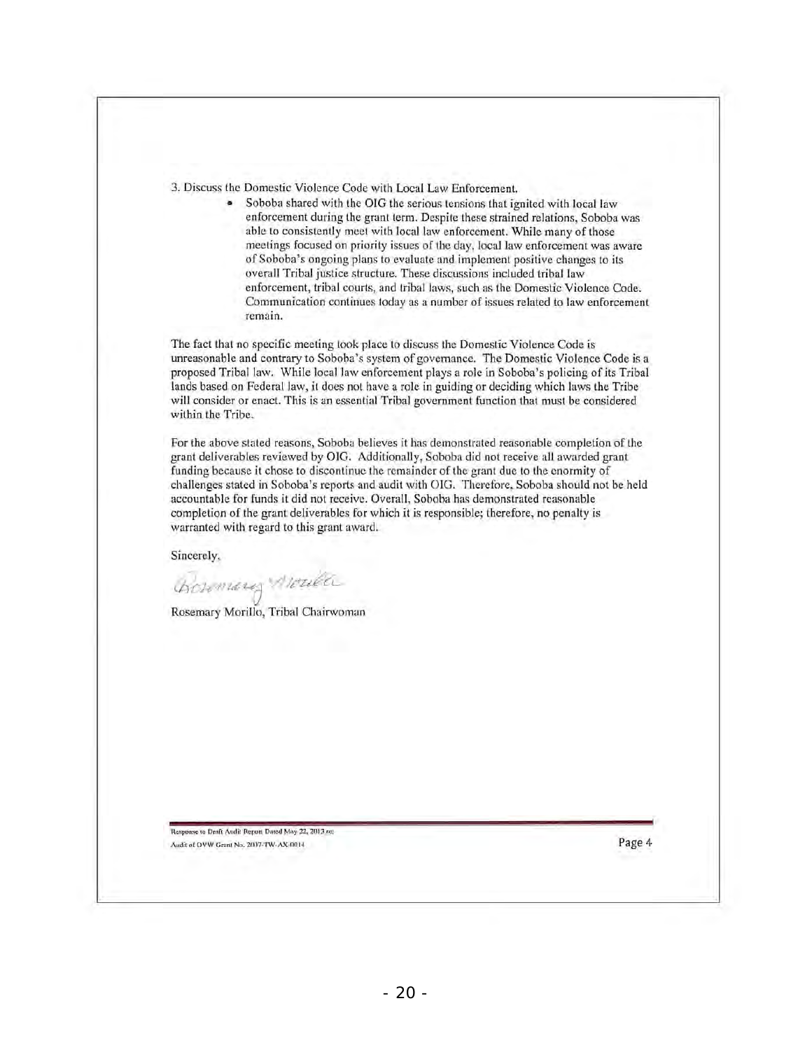3. Discuss the Domestic Violence Code with Local Law Enforcement.

- Soboba shared with the OIG the serious tensions that ignited with local law enforcement during the grant term. Despite these strained relations, Soboba was able to consistently meet with local law enforcement. While many of those meetings focused on priority issues of the day, local law enforcement was aware of Soboba's ongoing plans to evaluate and implement positive changes to its overall Tribal justice structure. These discussions included tribal law enforcement, tribal courts, and tribal laws, such as the Domestic Violence Code. Communication continues today as a number of issues related to law enforcement remain.

The fact that no specific meeting took place to discuss the Domestic Violence Code is unreasonable and contrary to Soboba's system of governance. The Domestic Violence Code is a proposed Tribal law. While local law enforcement plays a role in Soboba's policing of its Tribal lands based on Federal law, it does not have a role in guiding or deciding which laws the Tribe will consider or enact. This is an essential Tribal government function that must be considered within the Tribe.

For the above stated reasons, Soboba believes it has demonstrated reasonable completion of the grant deliverables reviewed by OIG. Additionally, Soboba did not receive all awarded grant funding because it chose to discontinue the remainder of the grant due to the enormity of challenges stated in Soboba's reports and audit with OIG. Therefore, Soboba should not be held accountable for funds it did not receive. Overall, Soboba has demonstrated reasonable completion of the grant deliverables for which it is responsible; therefore, no penalty is warranted with regard to this grant award.

Sincerely,

Rosemary Morillo

Rosemary Morillo, Tribal Chairwoman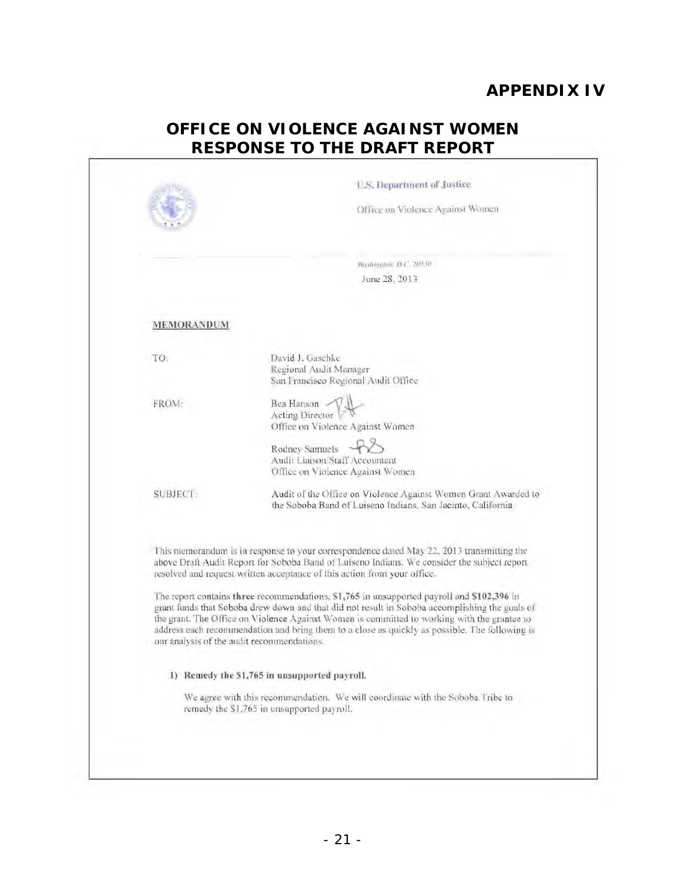# APPENDIX IV

## OFFICE ON VIOLENCE AGAINST WOMEN RESPONSE TO THE DRAFT REPORT

U.S. Department of Justice

Office on Violence Against Women

Washington, D.C. 20530

June 28, 2013

**MEMORANDUM**

TO: David J. Gaschke
Regional Audit Manager
San Francisco Regional Audit Office

FROM: Bea Hanson
Acting Director
Office on Violence Against Women

Rodney Samuels
Audit Liaison/Staff Accountant
Office on Violence Against Women

SUBJECT: Audit of the Office on Violence Against Women Grant Awarded to the Soboba Band of Luiseno Indians, San Jacinto, California

This memorandum is in response to your correspondence dated May 22, 2013 transmitting the above Draft Audit Report for Soboba Band of Luiseno Indians. We consider the subject report resolved and request written acceptance of this action from your office.

The report contains **three** recommendations, **$1,765** in unsupported payroll and **$102,396** in grant funds that Soboba drew down and that did not result in Soboba accomplishing the goals of the grant. The Office on Violence Against Women is committed to working with the grantee to address each recommendation and bring them to a close as quickly as possible. The following is our analysis of the audit recommendations.

1) **Remedy the $1,765 in unsupported payroll.**

   We agree with this recommendation. We will coordinate with the Soboba Tribe to remedy the $1,765 in unsupported payroll.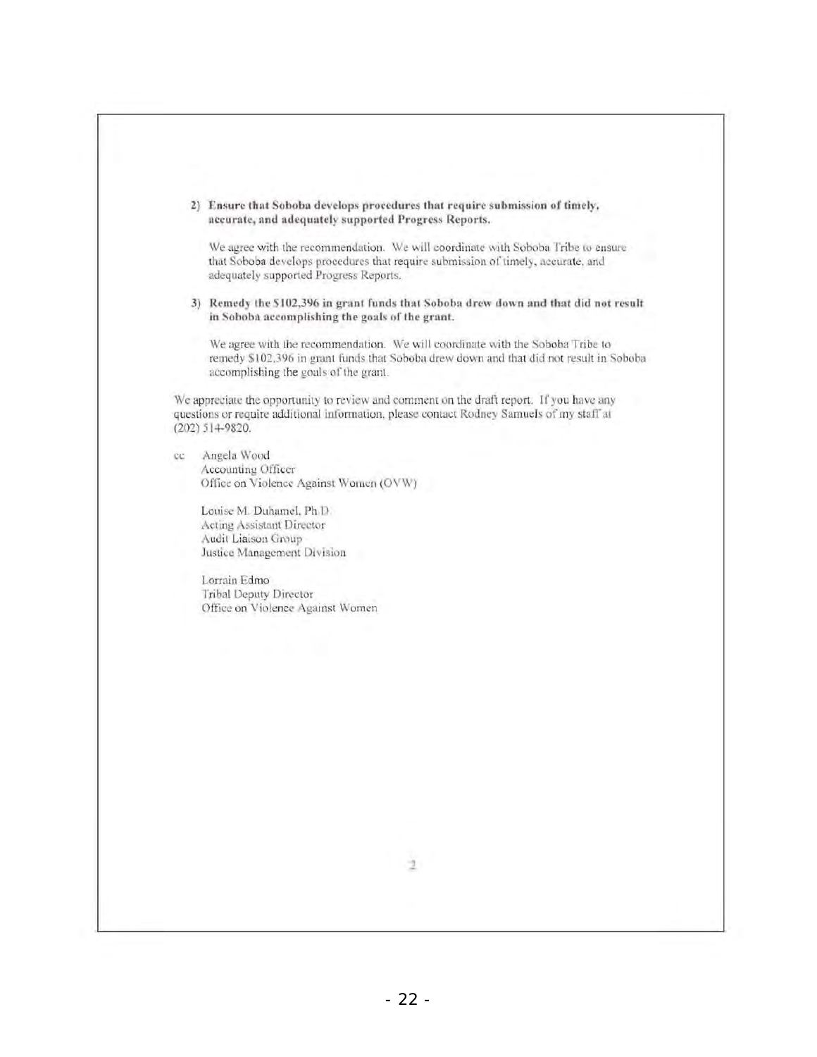2) **Ensure that Soboba develops procedures that require submission of timely, accurate, and adequately supported Progress Reports.**

   We agree with the recommendation. We will coordinate with Soboba Tribe to ensure that Soboba develops procedures that require submission of timely, accurate, and adequately supported Progress Reports.

3) **Remedy the $102,396 in grant funds that Soboba drew down and that did not result in Soboba accomplishing the goals of the grant.**

   We agree with the recommendation. We will coordinate with the Soboba Tribe to remedy $102,396 in grant funds that Soboba drew down and that did not result in Soboba accomplishing the goals of the grant.

We appreciate the opportunity to review and comment on the draft report. If you have any questions or require additional information, please contact Rodney Samuels of my staff at (202) 514-9820.

cc Angela Wood
Accounting Officer
Office on Violence Against Women (OVW)

Louise M. Duhamel, Ph.D.
Acting Assistant Director
Audit Liaison Group
Justice Management Division

Lorrain Edmo
Tribal Deputy Director
Office on Violence Against Women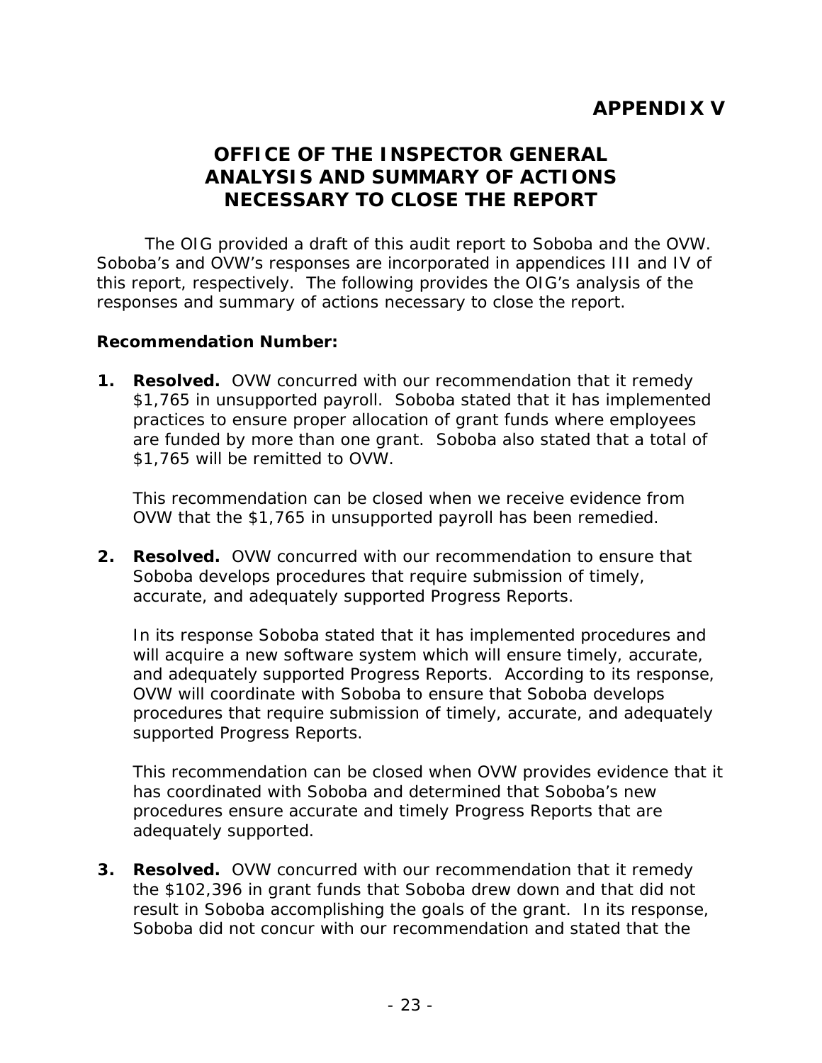# APPENDIX V

## OFFICE OF THE INSPECTOR GENERAL ANALYSIS AND SUMMARY OF ACTIONS NECESSARY TO CLOSE THE REPORT

The OIG provided a draft of this audit report to Soboba and the OVW. Soboba's and OVW's responses are incorporated in appendices III and IV of this report, respectively. The following provides the OIG's analysis of the responses and summary of actions necessary to close the report.

**Recommendation Number:**

1. **Resolved.** OVW concurred with our recommendation that it remedy $1,765 in unsupported payroll. Soboba stated that it has implemented practices to ensure proper allocation of grant funds where employees are funded by more than one grant. Soboba also stated that a total of $1,765 will be remitted to OVW.

   This recommendation can be closed when we receive evidence from OVW that the $1,765 in unsupported payroll has been remedied.

2. **Resolved.** OVW concurred with our recommendation to ensure that Soboba develops procedures that require submission of timely, accurate, and adequately supported Progress Reports.

   In its response Soboba stated that it has implemented procedures and will acquire a new software system which will ensure timely, accurate, and adequately supported Progress Reports. According to its response, OVW will coordinate with Soboba to ensure that Soboba develops procedures that require submission of timely, accurate, and adequately supported Progress Reports.

   This recommendation can be closed when OVW provides evidence that it has coordinated with Soboba and determined that Soboba's new procedures ensure accurate and timely Progress Reports that are adequately supported.

3. **Resolved.** OVW concurred with our recommendation that it remedy the $102,396 in grant funds that Soboba drew down and that did not result in Soboba accomplishing the goals of the grant. In its response, Soboba did not concur with our recommendation and stated that the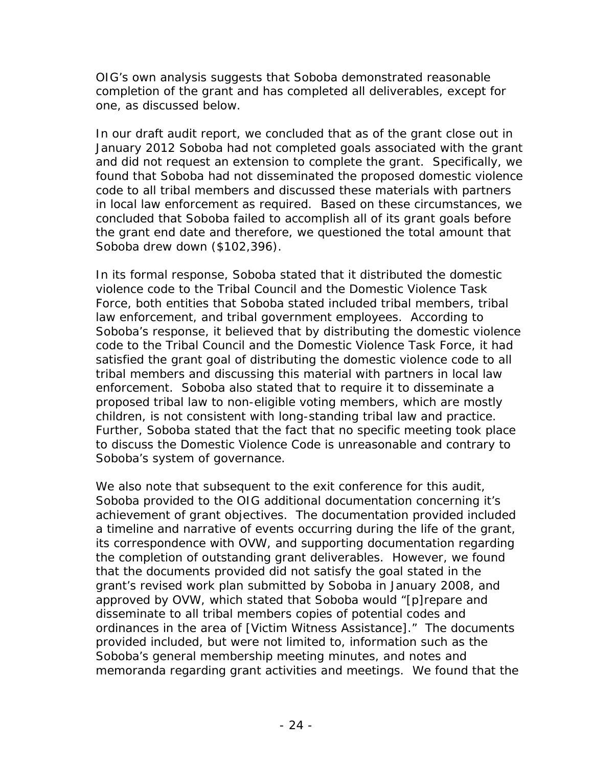OIG's own analysis suggests that Soboba demonstrated reasonable completion of the grant and has completed all deliverables, except for one, as discussed below.

In our draft audit report, we concluded that as of the grant close out in January 2012 Soboba had not completed goals associated with the grant and did not request an extension to complete the grant. Specifically, we found that Soboba had not disseminated the proposed domestic violence code to all tribal members and discussed these materials with partners in local law enforcement as required. Based on these circumstances, we concluded that Soboba failed to accomplish all of its grant goals before the grant end date and therefore, we questioned the total amount that Soboba drew down ($102,396).

In its formal response, Soboba stated that it distributed the domestic violence code to the Tribal Council and the Domestic Violence Task Force, both entities that Soboba stated included tribal members, tribal law enforcement, and tribal government employees. According to Soboba's response, it believed that by distributing the domestic violence code to the Tribal Council and the Domestic Violence Task Force, it had satisfied the grant goal of distributing the domestic violence code to all tribal members and discussing this material with partners in local law enforcement. Soboba also stated that to require it to disseminate a proposed tribal law to non-eligible voting members, which are mostly children, is not consistent with long-standing tribal law and practice. Further, Soboba stated that the fact that no specific meeting took place to discuss the Domestic Violence Code is unreasonable and contrary to Soboba's system of governance.

We also note that subsequent to the exit conference for this audit, Soboba provided to the OIG additional documentation concerning it's achievement of grant objectives. The documentation provided included a timeline and narrative of events occurring during the life of the grant, its correspondence with OVW, and supporting documentation regarding the completion of outstanding grant deliverables. However, we found that the documents provided did not satisfy the goal stated in the grant's revised work plan submitted by Soboba in January 2008, and approved by OVW, which stated that Soboba would "[p]repare and disseminate to all tribal members copies of potential codes and ordinances in the area of [Victim Witness Assistance]." The documents provided included, but were not limited to, information such as the Soboba's general membership meeting minutes, and notes and memoranda regarding grant activities and meetings. We found that the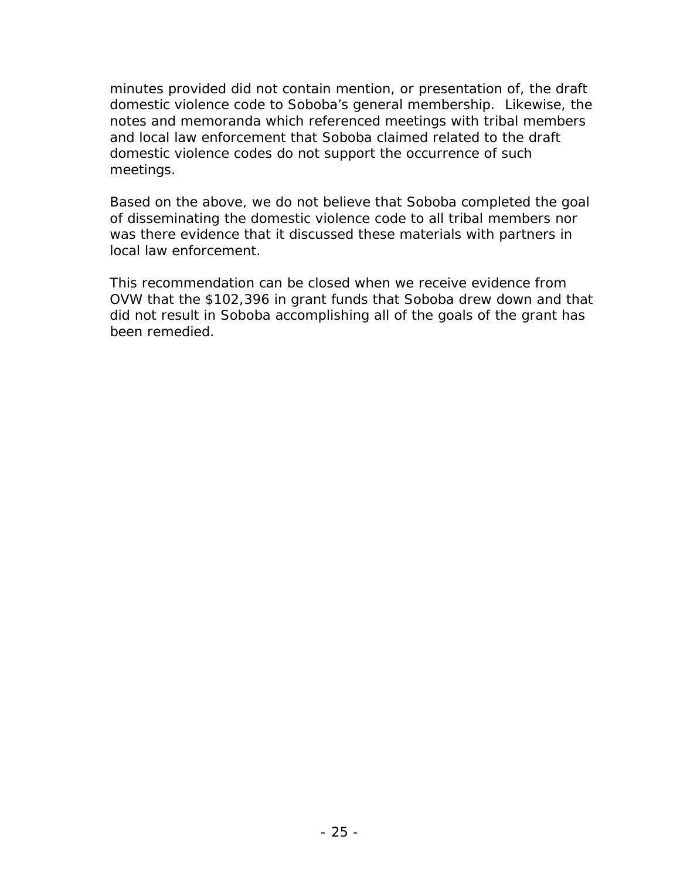minutes provided did not contain mention, or presentation of, the draft domestic violence code to Soboba's general membership. Likewise, the notes and memoranda which referenced meetings with tribal members and local law enforcement that Soboba claimed related to the draft domestic violence codes do not support the occurrence of such meetings.

Based on the above, we do not believe that Soboba completed the goal of disseminating the domestic violence code to all tribal members nor was there evidence that it discussed these materials with partners in local law enforcement.

This recommendation can be closed when we receive evidence from OVW that the $102,396 in grant funds that Soboba drew down and that did not result in Soboba accomplishing all of the goals of the grant has been remedied.